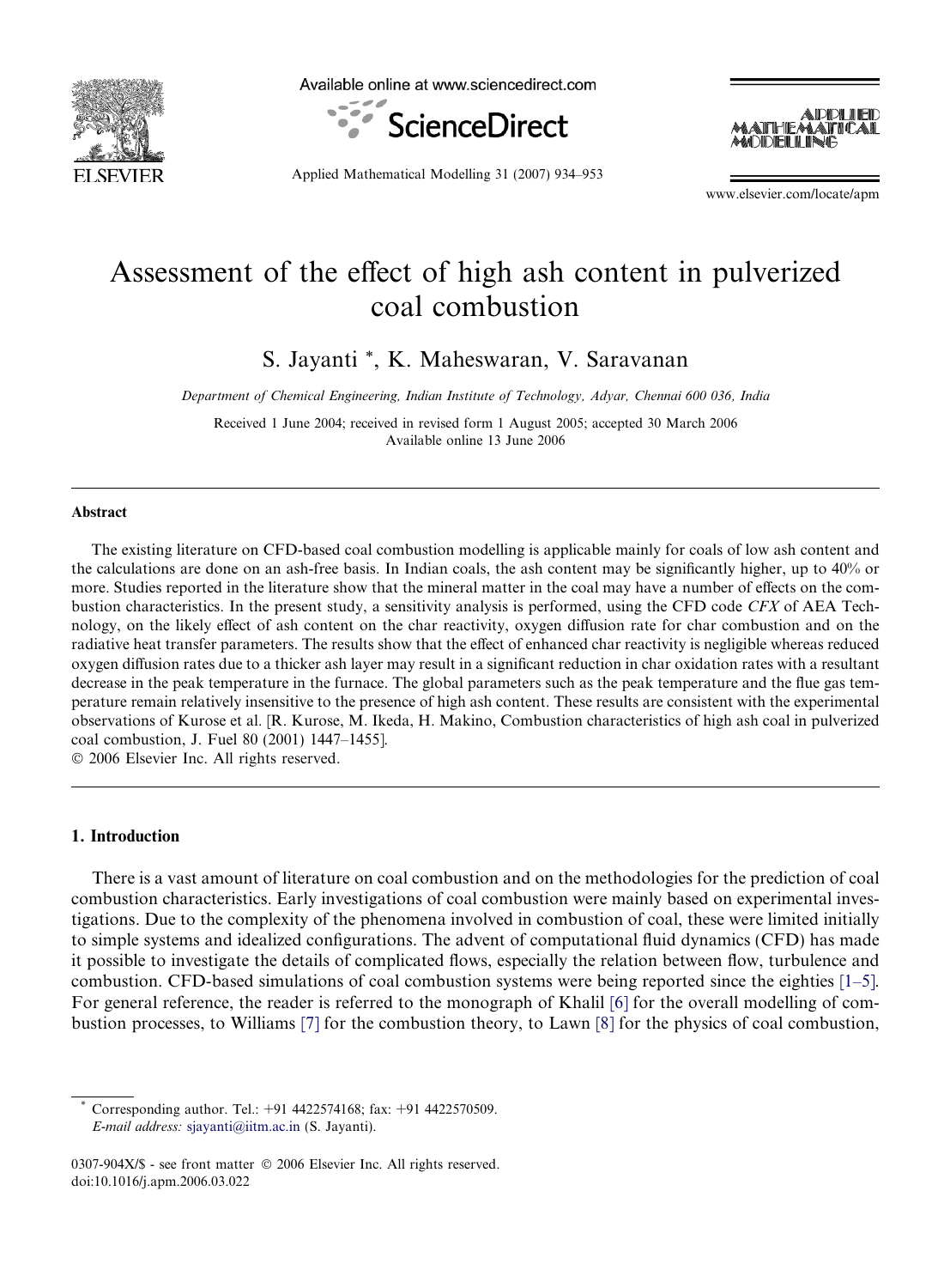# Assessment of the effect of high ash content in pulverized coal combustion

S. Jayanti *, K. Maheswaran, V. Saravanan

*Department of Chemical Engineering, Indian Institute of Technology, Adyar, Chennai 600 036, India*

Received 1 June 2004; received in revised form 1 August 2005; accepted 30 March 2006
Available online 13 June 2006

## Abstract

The existing literature on CFD-based coal combustion modelling is applicable mainly for coals of low ash content and the calculations are done on an ash-free basis. In Indian coals, the ash content may be significantly higher, up to 40% or more. Studies reported in the literature show that the mineral matter in the coal may have a number of effects on the combustion characteristics. In the present study, a sensitivity analysis is performed, using the CFD code *CFX* of AEA Technology, on the likely effect of ash content on the char reactivity, oxygen diffusion rate for char combustion and on the radiative heat transfer parameters. The results show that the effect of enhanced char reactivity is negligible whereas reduced oxygen diffusion rates due to a thicker ash layer may result in a significant reduction in char oxidation rates with a resultant decrease in the peak temperature in the furnace. The global parameters such as the peak temperature and the flue gas temperature remain relatively insensitive to the presence of high ash content. These results are consistent with the experimental observations of Kurose et al. [R. Kurose, M. Ikeda, H. Makino, Combustion characteristics of high ash coal in pulverized coal combustion, J. Fuel 80 (2001) 1447–1455].

© 2006 Elsevier Inc. All rights reserved.

## 1. Introduction

There is a vast amount of literature on coal combustion and on the methodologies for the prediction of coal combustion characteristics. Early investigations of coal combustion were mainly based on experimental investigations. Due to the complexity of the phenomena involved in combustion of coal, these were limited initially to simple systems and idealized configurations. The advent of computational fluid dynamics (CFD) has made it possible to investigate the details of complicated flows, especially the relation between flow, turbulence and combustion. CFD-based simulations of coal combustion systems were being reported since the eighties [1–5]. For general reference, the reader is referred to the monograph of Khalil [6] for the overall modelling of combustion processes, to Williams [7] for the combustion theory, to Lawn [8] for the physics of coal combustion,

---

* Corresponding author. Tel.: +91 4422574168; fax: +91 4422570509.
*E-mail address:* sjayanti@iitm.ac.in (S. Jayanti).

0307-904X/$ - see front matter © 2006 Elsevier Inc. All rights reserved.
doi:10.1016/j.apm.2006.03.022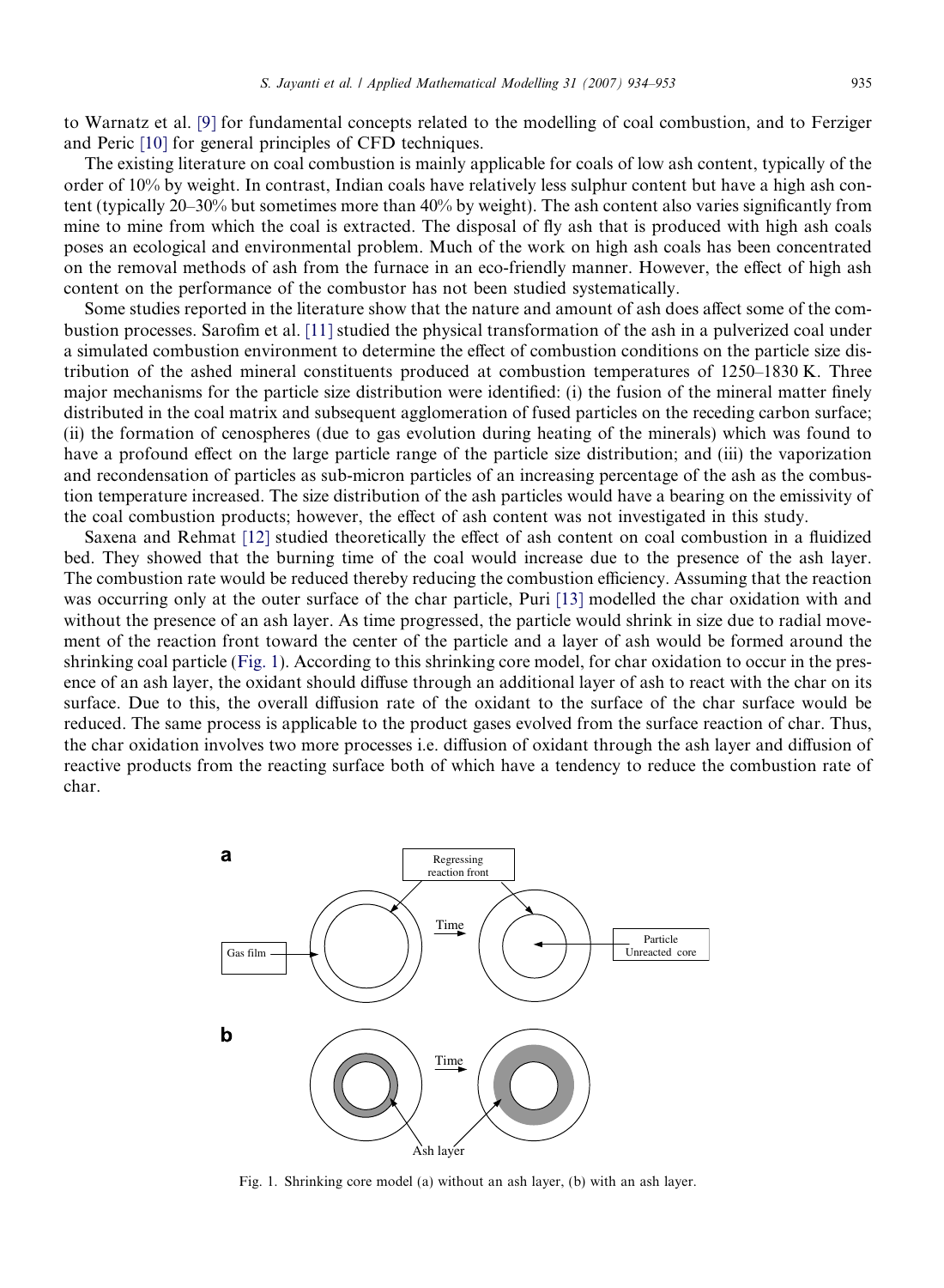to Warnatz et al. [9] for fundamental concepts related to the modelling of coal combustion, and to Ferziger and Peric [10] for general principles of CFD techniques.

The existing literature on coal combustion is mainly applicable for coals of low ash content, typically of the order of 10% by weight. In contrast, Indian coals have relatively less sulphur content but have a high ash content (typically 20–30% but sometimes more than 40% by weight). The ash content also varies significantly from mine to mine from which the coal is extracted. The disposal of fly ash that is produced with high ash coals poses an ecological and environmental problem. Much of the work on high ash coals has been concentrated on the removal methods of ash from the furnace in an eco-friendly manner. However, the effect of high ash content on the performance of the combustor has not been studied systematically.

Some studies reported in the literature show that the nature and amount of ash does affect some of the combustion processes. Sarofim et al. [11] studied the physical transformation of the ash in a pulverized coal under a simulated combustion environment to determine the effect of combustion conditions on the particle size distribution of the ashed mineral constituents produced at combustion temperatures of 1250–1830 K. Three major mechanisms for the particle size distribution were identified: (i) the fusion of the mineral matter finely distributed in the coal matrix and subsequent agglomeration of fused particles on the receding carbon surface; (ii) the formation of cenospheres (due to gas evolution during heating of the minerals) which was found to have a profound effect on the large particle range of the particle size distribution; and (iii) the vaporization and recondensation of particles as sub-micron particles of an increasing percentage of the ash as the combustion temperature increased. The size distribution of the ash particles would have a bearing on the emissivity of the coal combustion products; however, the effect of ash content was not investigated in this study.

Saxena and Rehmat [12] studied theoretically the effect of ash content on coal combustion in a fluidized bed. They showed that the burning time of the coal would increase due to the presence of the ash layer. The combustion rate would be reduced thereby reducing the combustion efficiency. Assuming that the reaction was occurring only at the outer surface of the char particle, Puri [13] modelled the char oxidation with and without the presence of an ash layer. As time progressed, the particle would shrink in size due to radial movement of the reaction front toward the center of the particle and a layer of ash would be formed around the shrinking coal particle (Fig. 1). According to this shrinking core model, for char oxidation to occur in the presence of an ash layer, the oxidant should diffuse through an additional layer of ash to react with the char on its surface. Due to this, the overall diffusion rate of the oxidant to the surface of the char surface would be reduced. The same process is applicable to the product gases evolved from the surface reaction of char. Thus, the char oxidation involves two more processes i.e. diffusion of oxidant through the ash layer and diffusion of reactive products from the reacting surface both of which have a tendency to reduce the combustion rate of char.

Fig. 1. Shrinking core model (a) without an ash layer, (b) with an ash layer.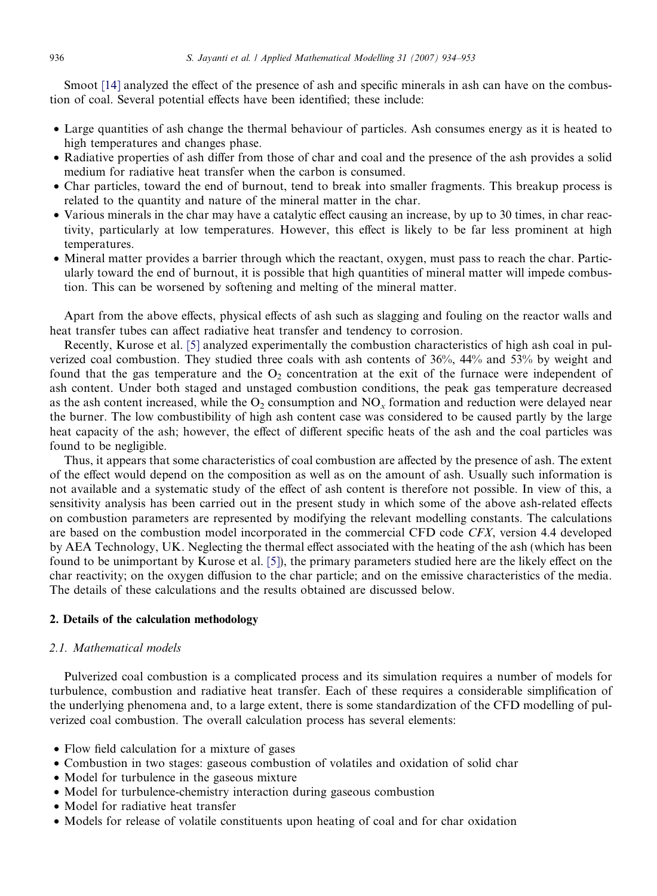Smoot [14] analyzed the effect of the presence of ash and specific minerals in ash can have on the combustion of coal. Several potential effects have been identified; these include:

- Large quantities of ash change the thermal behaviour of particles. Ash consumes energy as it is heated to high temperatures and changes phase.
- Radiative properties of ash differ from those of char and coal and the presence of the ash provides a solid medium for radiative heat transfer when the carbon is consumed.
- Char particles, toward the end of burnout, tend to break into smaller fragments. This breakup process is related to the quantity and nature of the mineral matter in the char.
- Various minerals in the char may have a catalytic effect causing an increase, by up to 30 times, in char reactivity, particularly at low temperatures. However, this effect is likely to be far less prominent at high temperatures.
- Mineral matter provides a barrier through which the reactant, oxygen, must pass to reach the char. Particularly toward the end of burnout, it is possible that high quantities of mineral matter will impede combustion. This can be worsened by softening and melting of the mineral matter.

Apart from the above effects, physical effects of ash such as slagging and fouling on the reactor walls and heat transfer tubes can affect radiative heat transfer and tendency to corrosion.

Recently, Kurose et al. [5] analyzed experimentally the combustion characteristics of high ash coal in pulverized coal combustion. They studied three coals with ash contents of 36%, 44% and 53% by weight and found that the gas temperature and the $O_2$ concentration at the exit of the furnace were independent of ash content. Under both staged and unstaged combustion conditions, the peak gas temperature decreased as the ash content increased, while the $O_2$ consumption and $NO_x$ formation and reduction were delayed near the burner. The low combustibility of high ash content case was considered to be caused partly by the large heat capacity of the ash; however, the effect of different specific heats of the ash and the coal particles was found to be negligible.

Thus, it appears that some characteristics of coal combustion are affected by the presence of ash. The extent of the effect would depend on the composition as well as on the amount of ash. Usually such information is not available and a systematic study of the effect of ash content is therefore not possible. In view of this, a sensitivity analysis has been carried out in the present study in which some of the above ash-related effects on combustion parameters are represented by modifying the relevant modelling constants. The calculations are based on the combustion model incorporated in the commercial CFD code *CFX*, version 4.4 developed by AEA Technology, UK. Neglecting the thermal effect associated with the heating of the ash (which has been found to be unimportant by Kurose et al. [5]), the primary parameters studied here are the likely effect on the char reactivity; on the oxygen diffusion to the char particle; and on the emissive characteristics of the media. The details of these calculations and the results obtained are discussed below.

## 2. Details of the calculation methodology

### 2.1. Mathematical models

Pulverized coal combustion is a complicated process and its simulation requires a number of models for turbulence, combustion and radiative heat transfer. Each of these requires a considerable simplification of the underlying phenomena and, to a large extent, there is some standardization of the CFD modelling of pulverized coal combustion. The overall calculation process has several elements:

- Flow field calculation for a mixture of gases
- Combustion in two stages: gaseous combustion of volatiles and oxidation of solid char
- Model for turbulence in the gaseous mixture
- Model for turbulence-chemistry interaction during gaseous combustion
- Model for radiative heat transfer
- Models for release of volatile constituents upon heating of coal and for char oxidation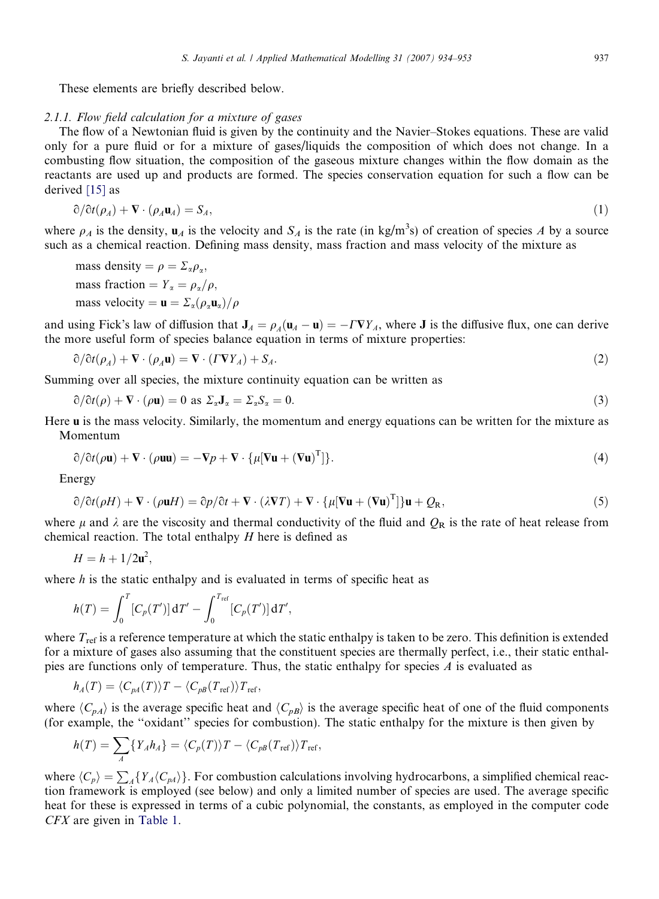These elements are briefly described below.

### 2.1.1. Flow field calculation for a mixture of gases

The flow of a Newtonian fluid is given by the continuity and the Navier–Stokes equations. These are valid only for a pure fluid or for a mixture of gases/liquids the composition of which does not change. In a combusting flow situation, the composition of the gaseous mixture changes within the flow domain as the reactants are used up and products are formed. The species conservation equation for such a flow can be derived [15] as

$$\partial/\partial t(\rho_A) + \nabla \cdot (\rho_A \mathbf{u}_A) = S_A, \tag{1}$$

where $\rho_A$ is the density, $\mathbf{u}_A$ is the velocity and $S_A$ is the rate (in kg/m$^3$s) of creation of species $A$ by a source such as a chemical reaction. Defining mass density, mass fraction and mass velocity of the mixture as

mass density $= \rho = \Sigma_\alpha \rho_\alpha$,

mass fraction $= Y_\alpha = \rho_\alpha/\rho$,

mass velocity $= \mathbf{u} = \Sigma_\alpha(\rho_\alpha \mathbf{u}_\alpha)/\rho$

and using Fick's law of diffusion that $\mathbf{J}_A = \rho_A(\mathbf{u}_A - \mathbf{u}) = -\Gamma \nabla Y_A$, where $\mathbf{J}$ is the diffusive flux, one can derive the more useful form of species balance equation in terms of mixture properties:

$$\partial/\partial t(\rho_A) + \nabla \cdot (\rho_A \mathbf{u}) = \nabla \cdot (\Gamma \nabla Y_A) + S_A. \tag{2}$$

Summing over all species, the mixture continuity equation can be written as

$$\partial/\partial t(\rho) + \nabla \cdot (\rho \mathbf{u}) = 0 \text{ as } \Sigma_\alpha \mathbf{J}_\alpha = \Sigma_\alpha S_\alpha = 0. \tag{3}$$

Here $\mathbf{u}$ is the mass velocity. Similarly, the momentum and energy equations can be written for the mixture as

Momentum

$$\partial/\partial t(\rho \mathbf{u}) + \nabla \cdot (\rho \mathbf{u}\mathbf{u}) = -\nabla p + \nabla \cdot \{\mu[\nabla \mathbf{u} + (\nabla \mathbf{u})^{\mathrm{T}}]\}. \tag{4}$$

Energy

$$\partial/\partial t(\rho H) + \nabla \cdot (\rho \mathbf{u} H) = \partial p/\partial t + \nabla \cdot (\lambda \nabla T) + \nabla \cdot \{\mu[\nabla \mathbf{u} + (\nabla \mathbf{u})^{\mathrm{T}}]\}\mathbf{u} + Q_{\mathrm{R}}, \tag{5}$$

where $\mu$ and $\lambda$ are the viscosity and thermal conductivity of the fluid and $Q_{\mathrm{R}}$ is the rate of heat release from chemical reaction. The total enthalpy $H$ here is defined as

$$H = h + 1/2\mathbf{u}^2,$$

where $h$ is the static enthalpy and is evaluated in terms of specific heat as

$$h(T) = \int_0^T [C_p(T')]\,\mathrm{d}T' - \int_0^{T_{\mathrm{ref}}} [C_p(T')]\,\mathrm{d}T',$$

where $T_{\mathrm{ref}}$ is a reference temperature at which the static enthalpy is taken to be zero. This definition is extended for a mixture of gases also assuming that the constituent species are thermally perfect, i.e., their static enthalpies are functions only of temperature. Thus, the static enthalpy for species $A$ is evaluated as

$$h_A(T) = \langle C_{pA}(T)\rangle T - \langle C_{pB}(T_{\mathrm{ref}})\rangle T_{\mathrm{ref}},$$

where $\langle C_{pA}\rangle$ is the average specific heat and $\langle C_{pB}\rangle$ is the average specific heat of one of the fluid components (for example, the "oxidant" species for combustion). The static enthalpy for the mixture is then given by

$$h(T) = \sum_A \{Y_A h_A\} = \langle C_p(T)\rangle T - \langle C_{pB}(T_{\mathrm{ref}})\rangle T_{\mathrm{ref}},$$

where $\langle C_p\rangle = \sum_A \{Y_A \langle C_{pA}\rangle\}$. For combustion calculations involving hydrocarbons, a simplified chemical reaction framework is employed (see below) and only a limited number of species are used. The average specific heat for these is expressed in terms of a cubic polynomial, the constants, as employed in the computer code *CFX* are given in Table 1.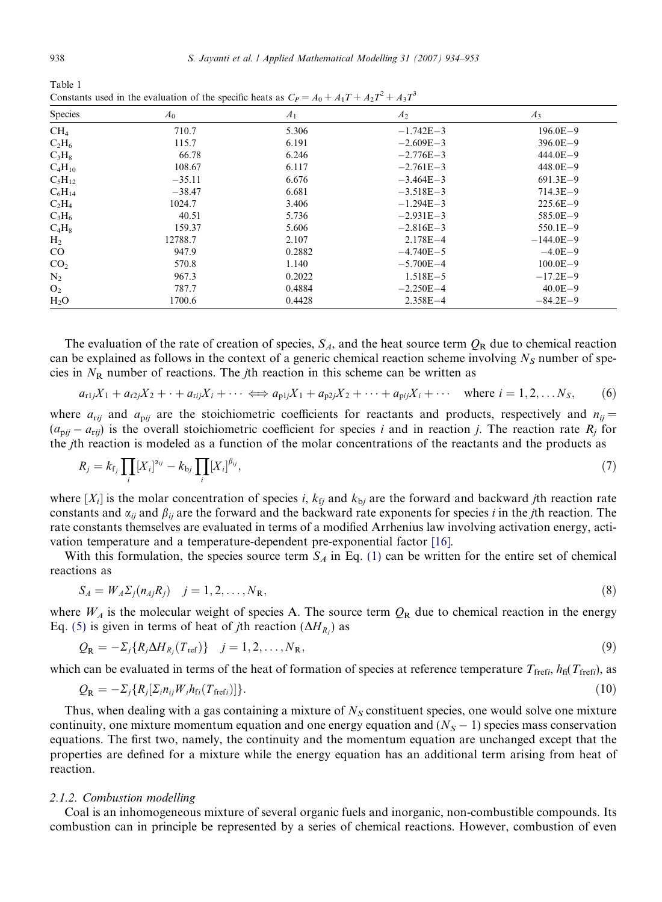Table 1
Constants used in the evaluation of the specific heats as $C_P = A_0 + A_1T + A_2T^2 + A_3T^3$

| Species | $A_0$ | $A_1$ | $A_2$ | $A_3$ |
|---|---|---|---|---|
| $CH_4$ | 710.7 | 5.306 | −1.742E−3 | 196.0E−9 |
| $C_2H_6$ | 115.7 | 6.191 | −2.609E−3 | 396.0E−9 |
| $C_3H_8$ | 66.78 | 6.246 | −2.776E−3 | 444.0E−9 |
| $C_4H_{10}$ | 108.67 | 6.117 | −2.761E−3 | 448.0E−9 |
| $C_5H_{12}$ | −35.11 | 6.676 | −3.464E−3 | 691.3E−9 |
| $C_6H_{14}$ | −38.47 | 6.681 | −3.518E−3 | 714.3E−9 |
| $C_2H_4$ | 1024.7 | 3.406 | −1.294E−3 | 225.6E−9 |
| $C_3H_6$ | 40.51 | 5.736 | −2.931E−3 | 585.0E−9 |
| $C_4H_8$ | 159.37 | 5.606 | −2.816E−3 | 550.1E−9 |
| $H_2$ | 12788.7 | 2.107 | 2.178E−4 | −144.0E−9 |
| CO | 947.9 | 0.2882 | −4.740E−5 | −4.0E−9 |
| $CO_2$ | 570.8 | 1.140 | −5.700E−4 | 100.0E−9 |
| $N_2$ | 967.3 | 0.2022 | 1.518E−5 | −17.2E−9 |
| $O_2$ | 787.7 | 0.4884 | −2.250E−4 | 40.0E−9 |
| $H_2O$ | 1700.6 | 0.4428 | 2.358E−4 | −84.2E−9 |

The evaluation of the rate of creation of species, $S_A$, and the heat source term $Q_R$ due to chemical reaction can be explained as follows in the context of a generic chemical reaction scheme involving $N_S$ number of species in $N_R$ number of reactions. The $j$th reaction in this scheme can be written as

$$a_{r1j}X_1 + a_{r2j}X_2 + \cdot + a_{rij}X_i + \cdots \iff a_{p1j}X_1 + a_{p2j}X_2 + \cdots + a_{pij}X_i + \cdots \quad \text{where } i = 1, 2, \ldots N_S, \tag{6}$$

where $a_{rij}$ and $a_{pij}$ are the stoichiometric coefficients for reactants and products, respectively and $n_{ij} = (a_{pij} - a_{rij})$ is the overall stoichiometric coefficient for species $i$ and in reaction $j$. The reaction rate $R_j$ for the $j$th reaction is modeled as a function of the molar concentrations of the reactants and the products as

$$R_j = k_{f_j} \prod_i [X_i]^{\alpha_{ij}} - k_{bj} \prod_i [X_i]^{\beta_{ij}}, \tag{7}$$

where $[X_i]$ is the molar concentration of species $i$, $k_{fj}$ and $k_{bj}$ are the forward and backward $j$th reaction rate constants and $\alpha_{ij}$ and $\beta_{ij}$ are the forward and the backward rate exponents for species $i$ in the $j$th reaction. The rate constants themselves are evaluated in terms of a modified Arrhenius law involving activation energy, activation temperature and a temperature-dependent pre-exponential factor [16].

With this formulation, the species source term $S_A$ in Eq. (1) can be written for the entire set of chemical reactions as

$$S_A = W_A \Sigma_j (n_{Aj} R_j) \quad j = 1, 2, \ldots, N_R, \tag{8}$$

where $W_A$ is the molecular weight of species A. The source term $Q_R$ due to chemical reaction in the energy Eq. (5) is given in terms of heat of $j$th reaction ($\Delta H_{R_j}$) as

$$Q_R = -\Sigma_j \{R_j \Delta H_{R_j}(T_{ref})\} \quad j = 1, 2, \ldots, N_R, \tag{9}$$

which can be evaluated in terms of the heat of formation of species at reference temperature $T_{frefi}$, $h_{fi}(T_{frefi})$, as

$$Q_R = -\Sigma_j \{R_j [\Sigma_i n_{ij} W_i h_{fi}(T_{frefi})]\}. \tag{10}$$

Thus, when dealing with a gas containing a mixture of $N_S$ constituent species, one would solve one mixture continuity, one mixture momentum equation and one energy equation and $(N_S - 1)$ species mass conservation equations. The first two, namely, the continuity and the momentum equation are unchanged except that the properties are defined for a mixture while the energy equation has an additional term arising from heat of reaction.

### 2.1.2. Combustion modelling

Coal is an inhomogeneous mixture of several organic fuels and inorganic, non-combustible compounds. Its combustion can in principle be represented by a series of chemical reactions. However, combustion of even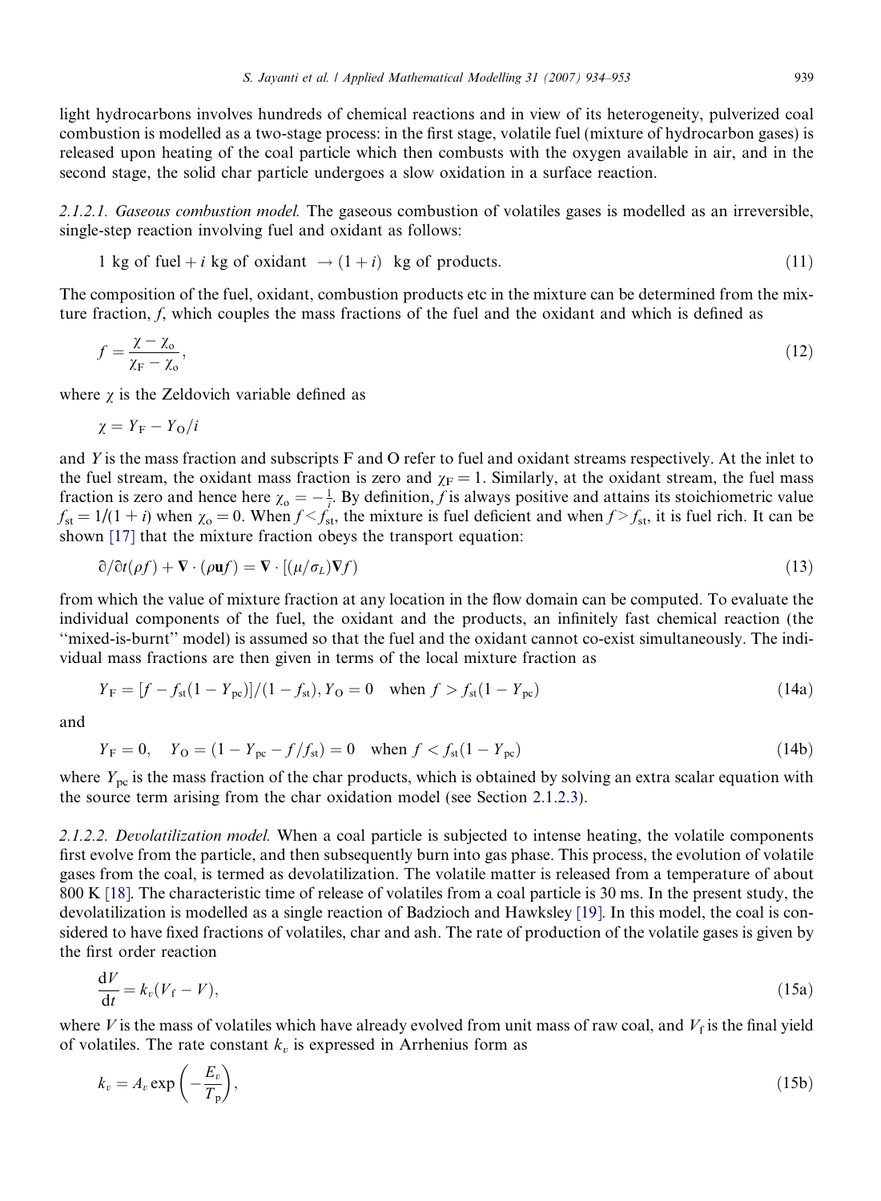light hydrocarbons involves hundreds of chemical reactions and in view of its heterogeneity, pulverized coal combustion is modelled as a two-stage process: in the first stage, volatile fuel (mixture of hydrocarbon gases) is released upon heating of the coal particle which then combusts with the oxygen available in air, and in the second stage, the solid char particle undergoes a slow oxidation in a surface reaction.

*2.1.2.1. Gaseous combustion model.* The gaseous combustion of volatiles gases is modelled as an irreversible, single-step reaction involving fuel and oxidant as follows:

$$1 \text{ kg of fuel} + i \text{ kg of oxidant } \rightarrow (1+i) \text{ kg of products.} \tag{11}$$

The composition of the fuel, oxidant, combustion products etc in the mixture can be determined from the mixture fraction, $f$, which couples the mass fractions of the fuel and the oxidant and which is defined as

$$f = \frac{\chi - \chi_{\text{o}}}{\chi_{\text{F}} - \chi_{\text{o}}}, \tag{12}$$

where $\chi$ is the Zeldovich variable defined as

$$\chi = Y_{\text{F}} - Y_{\text{O}}/i$$

and $Y$ is the mass fraction and subscripts F and O refer to fuel and oxidant streams respectively. At the inlet to the fuel stream, the oxidant mass fraction is zero and $\chi_{\text{F}} = 1$. Similarly, at the oxidant stream, the fuel mass fraction is zero and hence here $\chi_{\text{o}} = -\frac{1}{i}$. By definition, $f$ is always positive and attains its stoichiometric value $f_{\text{st}} = 1/(1+i)$ when $\chi_{\text{o}} = 0$. When $f < f_{\text{st}}$, the mixture is fuel deficient and when $f > f_{\text{st}}$, it is fuel rich. It can be shown [17] that the mixture fraction obeys the transport equation:

$$\partial/\partial t(\rho f) + \nabla \cdot (\rho \mathbf{u} f) = \nabla \cdot [(\mu/\sigma_L)\nabla f) \tag{13}$$

from which the value of mixture fraction at any location in the flow domain can be computed. To evaluate the individual components of the fuel, the oxidant and the products, an infinitely fast chemical reaction (the ''mixed-is-burnt'' model) is assumed so that the fuel and the oxidant cannot co-exist simultaneously. The individual mass fractions are then given in terms of the local mixture fraction as

$$Y_{\text{F}} = [f - f_{\text{st}}(1 - Y_{\text{pc}})]/(1 - f_{\text{st}}), Y_{\text{O}} = 0 \quad \text{when } f > f_{\text{st}}(1 - Y_{\text{pc}}) \tag{14a}$$

and

$$Y_{\text{F}} = 0, \quad Y_{\text{O}} = (1 - Y_{\text{pc}} - f/f_{\text{st}}) = 0 \quad \text{when } f < f_{\text{st}}(1 - Y_{\text{pc}}) \tag{14b}$$

where $Y_{\text{pc}}$ is the mass fraction of the char products, which is obtained by solving an extra scalar equation with the source term arising from the char oxidation model (see Section 2.1.2.3).

*2.1.2.2. Devolatilization model.* When a coal particle is subjected to intense heating, the volatile components first evolve from the particle, and then subsequently burn into gas phase. This process, the evolution of volatile gases from the coal, is termed as devolatilization. The volatile matter is released from a temperature of about 800 K [18]. The characteristic time of release of volatiles from a coal particle is 30 ms. In the present study, the devolatilization is modelled as a single reaction of Badzioch and Hawksley [19]. In this model, the coal is considered to have fixed fractions of volatiles, char and ash. The rate of production of the volatile gases is given by the first order reaction

$$\frac{\text{d}V}{\text{d}t} = k_v(V_{\text{f}} - V), \tag{15a}$$

where $V$ is the mass of volatiles which have already evolved from unit mass of raw coal, and $V_{\text{f}}$ is the final yield of volatiles. The rate constant $k_v$ is expressed in Arrhenius form as

$$k_v = A_v \exp\left(-\frac{E_v}{T_{\text{p}}}\right), \tag{15b}$$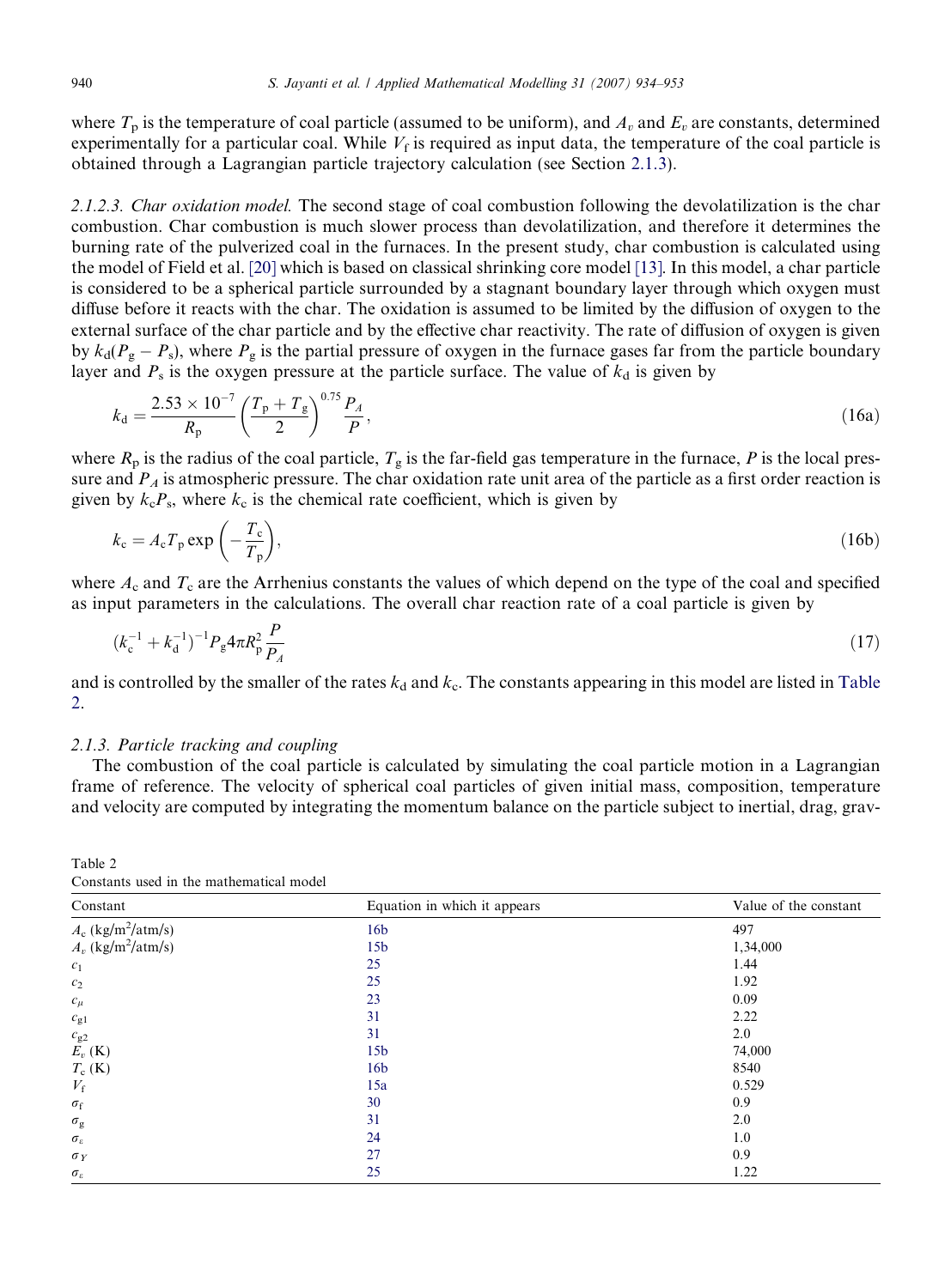where $T_p$ is the temperature of coal particle (assumed to be uniform), and $A_v$ and $E_v$ are constants, determined experimentally for a particular coal. While $V_f$ is required as input data, the temperature of the coal particle is obtained through a Lagrangian particle trajectory calculation (see Section 2.1.3).

*2.1.2.3. Char oxidation model.* The second stage of coal combustion following the devolatilization is the char combustion. Char combustion is much slower process than devolatilization, and therefore it determines the burning rate of the pulverized coal in the furnaces. In the present study, char combustion is calculated using the model of Field et al. [20] which is based on classical shrinking core model [13]. In this model, a char particle is considered to be a spherical particle surrounded by a stagnant boundary layer through which oxygen must diffuse before it reacts with the char. The oxidation is assumed to be limited by the diffusion of oxygen to the external surface of the char particle and by the effective char reactivity. The rate of diffusion of oxygen is given by $k_d(P_g - P_s)$, where $P_g$ is the partial pressure of oxygen in the furnace gases far from the particle boundary layer and $P_s$ is the oxygen pressure at the particle surface. The value of $k_d$ is given by

$$k_d = \frac{2.53 \times 10^{-7}}{R_p} \left( \frac{T_p + T_g}{2} \right)^{0.75} \frac{P_A}{P}, \tag{16a}$$

where $R_p$ is the radius of the coal particle, $T_g$ is the far-field gas temperature in the furnace, $P$ is the local pressure and $P_A$ is atmospheric pressure. The char oxidation rate unit area of the particle as a first order reaction is given by $k_c P_s$, where $k_c$ is the chemical rate coefficient, which is given by

$$k_c = A_c T_p \exp\left( -\frac{T_c}{T_p} \right), \tag{16b}$$

where $A_c$ and $T_c$ are the Arrhenius constants the values of which depend on the type of the coal and specified as input parameters in the calculations. The overall char reaction rate of a coal particle is given by

$$(k_c^{-1} + k_d^{-1})^{-1} P_g 4\pi R_p^2 \frac{P}{P_A} \tag{17}$$

and is controlled by the smaller of the rates $k_d$ and $k_c$. The constants appearing in this model are listed in Table 2.

### 2.1.3. Particle tracking and coupling

The combustion of the coal particle is calculated by simulating the coal particle motion in a Lagrangian frame of reference. The velocity of spherical coal particles of given initial mass, composition, temperature and velocity are computed by integrating the momentum balance on the particle subject to inertial, drag, grav-

Table 2
Constants used in the mathematical model

| Constant | Equation in which it appears | Value of the constant |
|---|---|---|
| $A_c$ (kg/m$^2$/atm/s) | 16b | 497 |
| $A_v$ (kg/m$^2$/atm/s) | 15b | 1,34,000 |
| $c_1$ | 25 | 1.44 |
| $c_2$ | 25 | 1.92 |
| $c_\mu$ | 23 | 0.09 |
| $c_{g1}$ | 31 | 2.22 |
| $c_{g2}$ | 31 | 2.0 |
| $E_v$ (K) | 15b | 74,000 |
| $T_c$ (K) | 16b | 8540 |
| $V_f$ | 15a | 0.529 |
| $\sigma_f$ | 30 | 0.9 |
| $\sigma_g$ | 31 | 2.0 |
| $\sigma_\varepsilon$ | 24 | 1.0 |
| $\sigma_Y$ | 27 | 0.9 |
| $\sigma_\varepsilon$ | 25 | 1.22 |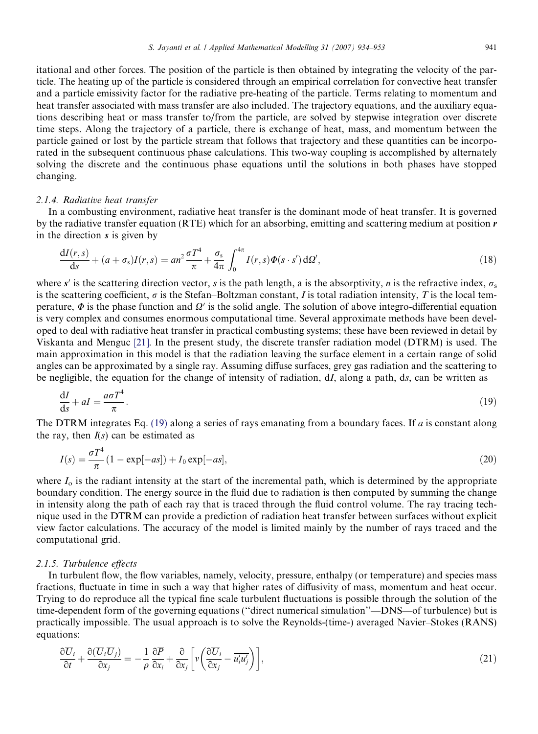itational and other forces. The position of the particle is then obtained by integrating the velocity of the particle. The heating up of the particle is considered through an empirical correlation for convective heat transfer and a particle emissivity factor for the radiative pre-heating of the particle. Terms relating to momentum and heat transfer associated with mass transfer are also included. The trajectory equations, and the auxiliary equations describing heat or mass transfer to/from the particle, are solved by stepwise integration over discrete time steps. Along the trajectory of a particle, there is exchange of heat, mass, and momentum between the particle gained or lost by the particle stream that follows that trajectory and these quantities can be incorporated in the subsequent continuous phase calculations. This two-way coupling is accomplished by alternately solving the discrete and the continuous phase equations until the solutions in both phases have stopped changing.

#### 2.1.4. Radiative heat transfer

In a combusting environment, radiative heat transfer is the dominant mode of heat transfer. It is governed by the radiative transfer equation (RTE) which for an absorbing, emitting and scattering medium at position $\boldsymbol{r}$ in the direction $\boldsymbol{s}$ is given by

$$\frac{\mathrm{d}I(r,s)}{\mathrm{d}s} + (a+\sigma_s)I(r,s) = an^2\frac{\sigma T^4}{\pi} + \frac{\sigma_s}{4\pi}\int_0^{4\pi} I(r,s)\Phi(s\cdot s')\,\mathrm{d}\Omega', \tag{18}$$

where $\boldsymbol{s}'$ is the scattering direction vector, $s$ is the path length, a is the absorptivity, $n$ is the refractive index, $\sigma_s$ is the scattering coefficient, $\sigma$ is the Stefan–Boltzman constant, $I$ is total radiation intensity, $T$ is the local temperature, $\Phi$ is the phase function and $\Omega'$ is the solid angle. The solution of above integro-differential equation is very complex and consumes enormous computational time. Several approximate methods have been developed to deal with radiative heat transfer in practical combusting systems; these have been reviewed in detail by Viskanta and Menguc [21]. In the present study, the discrete transfer radiation model (DTRM) is used. The main approximation in this model is that the radiation leaving the surface element in a certain range of solid angles can be approximated by a single ray. Assuming diffuse surfaces, grey gas radiation and the scattering to be negligible, the equation for the change of intensity of radiation, d$I$, along a path, d$s$, can be written as

$$\frac{\mathrm{d}I}{\mathrm{d}s} + aI = \frac{a\sigma T^4}{\pi}. \tag{19}$$

The DTRM integrates Eq. (19) along a series of rays emanating from a boundary faces. If $a$ is constant along the ray, then $I(s)$ can be estimated as

$$I(s) = \frac{\sigma T^4}{\pi}(1-\exp[-as]) + I_0\exp[-as], \tag{20}$$

where $I_o$ is the radiant intensity at the start of the incremental path, which is determined by the appropriate boundary condition. The energy source in the fluid due to radiation is then computed by summing the change in intensity along the path of each ray that is traced through the fluid control volume. The ray tracing technique used in the DTRM can provide a prediction of radiation heat transfer between surfaces without explicit view factor calculations. The accuracy of the model is limited mainly by the number of rays traced and the computational grid.

#### 2.1.5. Turbulence effects

In turbulent flow, the flow variables, namely, velocity, pressure, enthalpy (or temperature) and species mass fractions, fluctuate in time in such a way that higher rates of diffusivity of mass, momentum and heat occur. Trying to do reproduce all the typical fine scale turbulent fluctuations is possible through the solution of the time-dependent form of the governing equations (‘‘direct numerical simulation’’—DNS—of turbulence) but is practically impossible. The usual approach is to solve the Reynolds-(time-) averaged Navier–Stokes (RANS) equations:

$$\frac{\partial \overline{U}_i}{\partial t} + \frac{\partial(\overline{U}_i\overline{U}_j)}{\partial x_j} = -\frac{1}{\rho}\frac{\partial \overline{P}}{\partial x_i} + \frac{\partial}{\partial x_j}\left[v\left(\frac{\partial \overline{U}_i}{\partial x_j} - \overline{u_i'u_j'}\right)\right], \tag{21}$$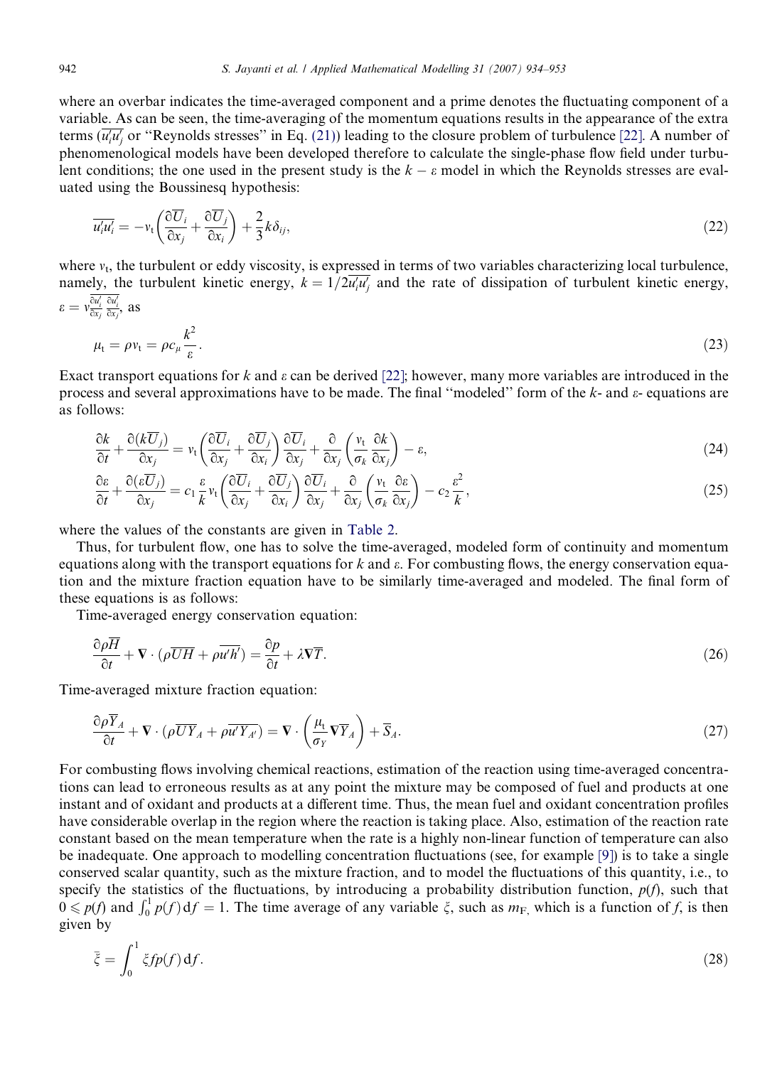where an overbar indicates the time-averaged component and a prime denotes the fluctuating component of a variable. As can be seen, the time-averaging of the momentum equations results in the appearance of the extra terms ($\overline{u_i'u_j'}$ or "Reynolds stresses" in Eq. (21)) leading to the closure problem of turbulence [22]. A number of phenomenological models have been developed therefore to calculate the single-phase flow field under turbulent conditions; the one used in the present study is the $k-\varepsilon$ model in which the Reynolds stresses are evaluated using the Boussinesq hypothesis:

$$\overline{u_i'u_i'} = -v_t\left(\frac{\partial \overline{U}_i}{\partial x_j} + \frac{\partial \overline{U}_j}{\partial x_i}\right) + \frac{2}{3}k\delta_{ij}, \tag{22}$$

where $v_t$, the turbulent or eddy viscosity, is expressed in terms of two variables characterizing local turbulence, namely, the turbulent kinetic energy, $k = 1/2\overline{u_i'u_j'}$ and the rate of dissipation of turbulent kinetic energy, $\varepsilon = v\overline{\frac{\partial u_i'}{\partial x_j}\frac{\partial u_i'}{\partial x_j}}$, as

$$\mu_t = \rho v_t = \rho c_\mu \frac{k^2}{\varepsilon}. \tag{23}$$

Exact transport equations for $k$ and $\varepsilon$ can be derived [22]; however, many more variables are introduced in the process and several approximations have to be made. The final "modeled" form of the $k$- and $\varepsilon$- equations are as follows:

$$\frac{\partial k}{\partial t} + \frac{\partial (k\overline{U}_j)}{\partial x_j} = v_t\left(\frac{\partial \overline{U}_i}{\partial x_j} + \frac{\partial \overline{U}_j}{\partial x_i}\right)\frac{\partial \overline{U}_i}{\partial x_j} + \frac{\partial}{\partial x_j}\left(\frac{v_t}{\sigma_k}\frac{\partial k}{\partial x_j}\right) - \varepsilon, \tag{24}$$

$$\frac{\partial \varepsilon}{\partial t} + \frac{\partial (\varepsilon\overline{U}_j)}{\partial x_j} = c_1\frac{\varepsilon}{k}v_t\left(\frac{\partial \overline{U}_i}{\partial x_j} + \frac{\partial \overline{U}_j}{\partial x_i}\right)\frac{\partial \overline{U}_i}{\partial x_j} + \frac{\partial}{\partial x_j}\left(\frac{v_t}{\sigma_k}\frac{\partial \varepsilon}{\partial x_j}\right) - c_2\frac{\varepsilon^2}{k}, \tag{25}$$

where the values of the constants are given in Table 2.

Thus, for turbulent flow, one has to solve the time-averaged, modeled form of continuity and momentum equations along with the transport equations for $k$ and $\varepsilon$. For combusting flows, the energy conservation equation and the mixture fraction equation have to be similarly time-averaged and modeled. The final form of these equations is as follows:

Time-averaged energy conservation equation:

$$\frac{\partial \rho\overline{H}}{\partial t} + \nabla\cdot(\rho\overline{UH} + \rho\overline{u'h'}) = \frac{\partial p}{\partial t} + \lambda\nabla\overline{T}. \tag{26}$$

Time-averaged mixture fraction equation:

$$\frac{\partial \rho\overline{Y}_A}{\partial t} + \nabla\cdot(\rho\overline{UY}_A + \rho\overline{u'Y_{A'}}) = \nabla\cdot\left(\frac{\mu_t}{\sigma_Y}\nabla\overline{Y}_A\right) + \overline{S}_A. \tag{27}$$

For combusting flows involving chemical reactions, estimation of the reaction using time-averaged concentrations can lead to erroneous results as at any point the mixture may be composed of fuel and products at one instant and of oxidant and products at a different time. Thus, the mean fuel and oxidant concentration profiles have considerable overlap in the region where the reaction is taking place. Also, estimation of the reaction rate constant based on the mean temperature when the rate is a highly non-linear function of temperature can also be inadequate. One approach to modelling concentration fluctuations (see, for example [9]) is to take a single conserved scalar quantity, such as the mixture fraction, and to model the fluctuations of this quantity, i.e., to specify the statistics of the fluctuations, by introducing a probability distribution function, $p(f)$, such that $0 \leqslant p(f)$ and $\int_0^1 p(f)\,df = 1$. The time average of any variable $\xi$, such as $m_F$, which is a function of $f$, is then given by

$$\bar{\xi} = \int_0^1 \xi f p(f)\,df. \tag{28}$$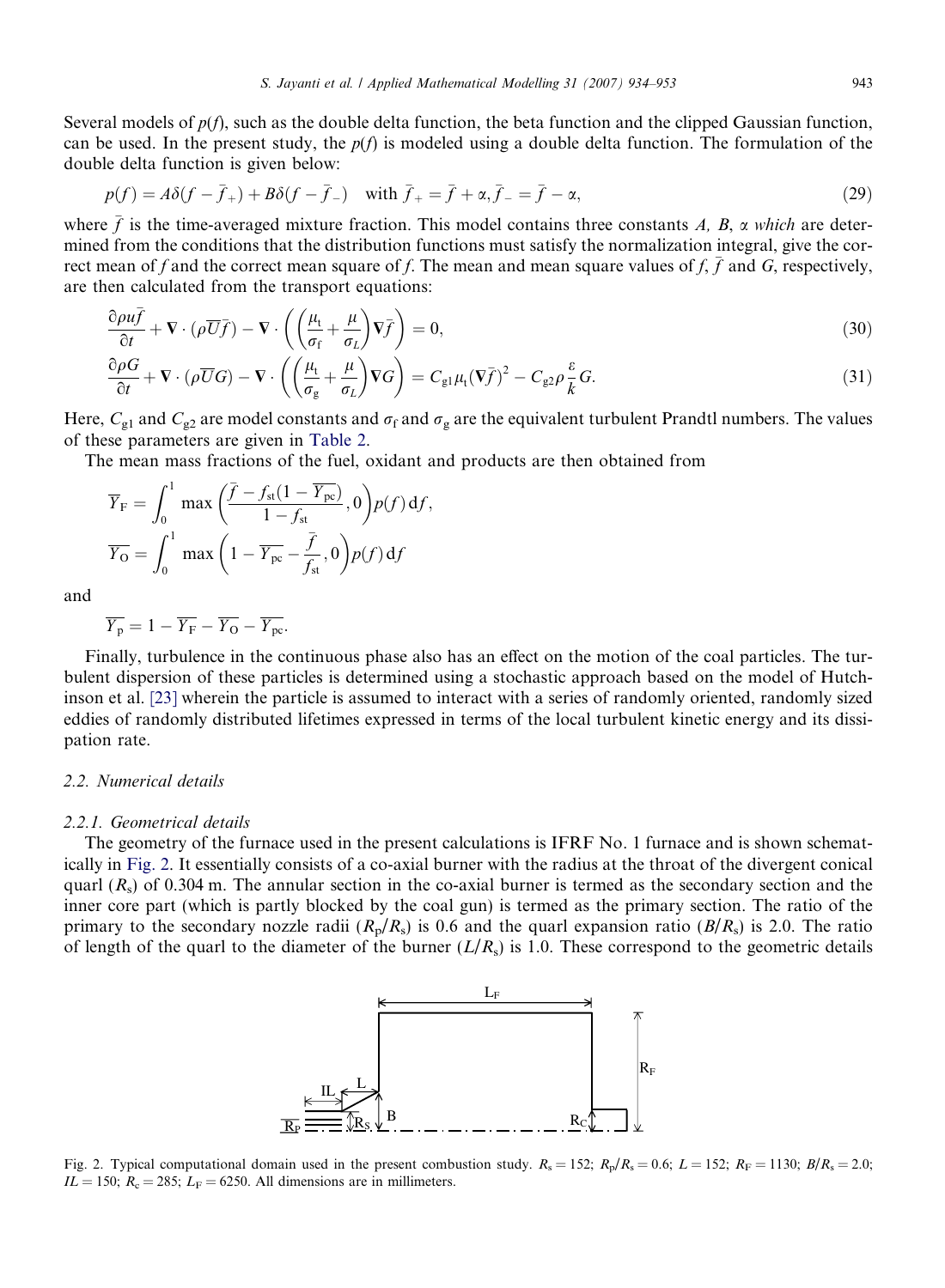Several models of $p(f)$, such as the double delta function, the beta function and the clipped Gaussian function, can be used. In the present study, the $p(f)$ is modeled using a double delta function. The formulation of the double delta function is given below:

$$p(f) = A\delta(f - \bar{f}_+) + B\delta(f - \bar{f}_-) \quad \text{with } \bar{f}_+ = \bar{f} + \alpha, \bar{f}_- = \bar{f} - \alpha, \tag{29}$$

where $\bar{f}$ is the time-averaged mixture fraction. This model contains three constants $A$, $B$, $\alpha$ *which* are determined from the conditions that the distribution functions must satisfy the normalization integral, give the correct mean of $f$ and the correct mean square of $f$. The mean and mean square values of $f$, $\bar{f}$ and $G$, respectively, are then calculated from the transport equations:

$$\frac{\partial \rho u \bar{f}}{\partial t} + \nabla \cdot (\rho \overline{U} \bar{f}) - \nabla \cdot \left( \left( \frac{\mu_t}{\sigma_f} + \frac{\mu}{\sigma_L} \right) \nabla \bar{f} \right) = 0, \tag{30}$$

$$\frac{\partial \rho G}{\partial t} + \nabla \cdot (\rho \overline{U} G) - \nabla \cdot \left( \left( \frac{\mu_t}{\sigma_g} + \frac{\mu}{\sigma_L} \right) \nabla G \right) = C_{g1} \mu_t (\nabla \bar{f})^2 - C_{g2} \rho \frac{\varepsilon}{k} G. \tag{31}$$

Here, $C_{g1}$ and $C_{g2}$ are model constants and $\sigma_f$ and $\sigma_g$ are the equivalent turbulent Prandtl numbers. The values of these parameters are given in Table 2.

The mean mass fractions of the fuel, oxidant and products are then obtained from

$$\overline{Y_F} = \int_0^1 \max\left( \frac{\bar{f} - f_{st}(1 - \overline{Y_{pc}})}{1 - f_{st}}, 0 \right) p(f) \, df,$$

$$\overline{Y_O} = \int_0^1 \max\left( 1 - \overline{Y_{pc}} - \frac{\bar{f}}{f_{st}}, 0 \right) p(f) \, df$$

and

$$\overline{Y_p} = 1 - \overline{Y_F} - \overline{Y_O} - \overline{Y_{pc}}.$$

Finally, turbulence in the continuous phase also has an effect on the motion of the coal particles. The turbulent dispersion of these particles is determined using a stochastic approach based on the model of Hutchinson et al. [23] wherein the particle is assumed to interact with a series of randomly oriented, randomly sized eddies of randomly distributed lifetimes expressed in terms of the local turbulent kinetic energy and its dissipation rate.

### 2.2. Numerical details

#### 2.2.1. Geometrical details

The geometry of the furnace used in the present calculations is IFRF No. 1 furnace and is shown schematically in Fig. 2. It essentially consists of a co-axial burner with the radius at the throat of the divergent conical quarl ($R_s$) of 0.304 m. The annular section in the co-axial burner is termed as the secondary section and the inner core part (which is partly blocked by the coal gun) is termed as the primary section. The ratio of the primary to the secondary nozzle radii ($R_p/R_s$) is 0.6 and the quarl expansion ratio ($B/R_s$) is 2.0. The ratio of length of the quarl to the diameter of the burner ($L/R_s$) is 1.0. These correspond to the geometric details

Fig. 2. Typical computational domain used in the present combustion study. $R_s = 152$; $R_p/R_s = 0.6$; $L = 152$; $R_F = 1130$; $B/R_s = 2.0$; $IL = 150$; $R_c = 285$; $L_F = 6250$. All dimensions are in millimeters.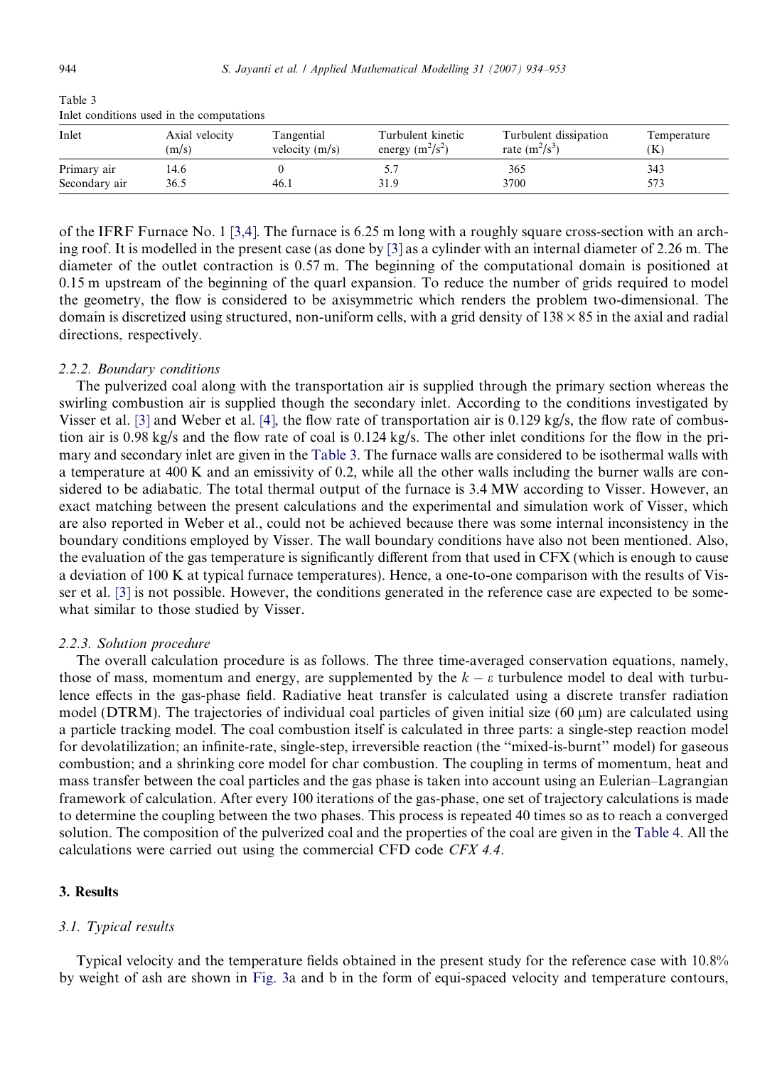Table 3
Inlet conditions used in the computations

| Inlet | Axial velocity (m/s) | Tangential velocity (m/s) | Turbulent kinetic energy ($m^2/s^2$) | Turbulent dissipation rate ($m^2/s^3$) | Temperature (K) |
|---|---|---|---|---|---|
| Primary air | 14.6 | 0 | 5.7 | 365 | 343 |
| Secondary air | 36.5 | 46.1 | 31.9 | 3700 | 573 |

of the IFRF Furnace No. 1 [3,4]. The furnace is 6.25 m long with a roughly square cross-section with an arching roof. It is modelled in the present case (as done by [3] as a cylinder with an internal diameter of 2.26 m. The diameter of the outlet contraction is 0.57 m. The beginning of the computational domain is positioned at 0.15 m upstream of the beginning of the quarl expansion. To reduce the number of grids required to model the geometry, the flow is considered to be axisymmetric which renders the problem two-dimensional. The domain is discretized using structured, non-uniform cells, with a grid density of $138 \times 85$ in the axial and radial directions, respectively.

### 2.2.2. Boundary conditions

The pulverized coal along with the transportation air is supplied through the primary section whereas the swirling combustion air is supplied though the secondary inlet. According to the conditions investigated by Visser et al. [3] and Weber et al. [4], the flow rate of transportation air is 0.129 kg/s, the flow rate of combustion air is 0.98 kg/s and the flow rate of coal is 0.124 kg/s. The other inlet conditions for the flow in the primary and secondary inlet are given in the Table 3. The furnace walls are considered to be isothermal walls with a temperature at 400 K and an emissivity of 0.2, while all the other walls including the burner walls are considered to be adiabatic. The total thermal output of the furnace is 3.4 MW according to Visser. However, an exact matching between the present calculations and the experimental and simulation work of Visser, which are also reported in Weber et al., could not be achieved because there was some internal inconsistency in the boundary conditions employed by Visser. The wall boundary conditions have also not been mentioned. Also, the evaluation of the gas temperature is significantly different from that used in CFX (which is enough to cause a deviation of 100 K at typical furnace temperatures). Hence, a one-to-one comparison with the results of Visser et al. [3] is not possible. However, the conditions generated in the reference case are expected to be somewhat similar to those studied by Visser.

### 2.2.3. Solution procedure

The overall calculation procedure is as follows. The three time-averaged conservation equations, namely, those of mass, momentum and energy, are supplemented by the $k-\varepsilon$ turbulence model to deal with turbulence effects in the gas-phase field. Radiative heat transfer is calculated using a discrete transfer radiation model (DTRM). The trajectories of individual coal particles of given initial size (60 μm) are calculated using a particle tracking model. The coal combustion itself is calculated in three parts: a single-step reaction model for devolatilization; an infinite-rate, single-step, irreversible reaction (the ''mixed-is-burnt'' model) for gaseous combustion; and a shrinking core model for char combustion. The coupling in terms of momentum, heat and mass transfer between the coal particles and the gas phase is taken into account using an Eulerian–Lagrangian framework of calculation. After every 100 iterations of the gas-phase, one set of trajectory calculations is made to determine the coupling between the two phases. This process is repeated 40 times so as to reach a converged solution. The composition of the pulverized coal and the properties of the coal are given in the Table 4. All the calculations were carried out using the commercial CFD code *CFX 4.4*.

## 3. Results

### 3.1. Typical results

Typical velocity and the temperature fields obtained in the present study for the reference case with 10.8% by weight of ash are shown in Fig. 3a and b in the form of equi-spaced velocity and temperature contours,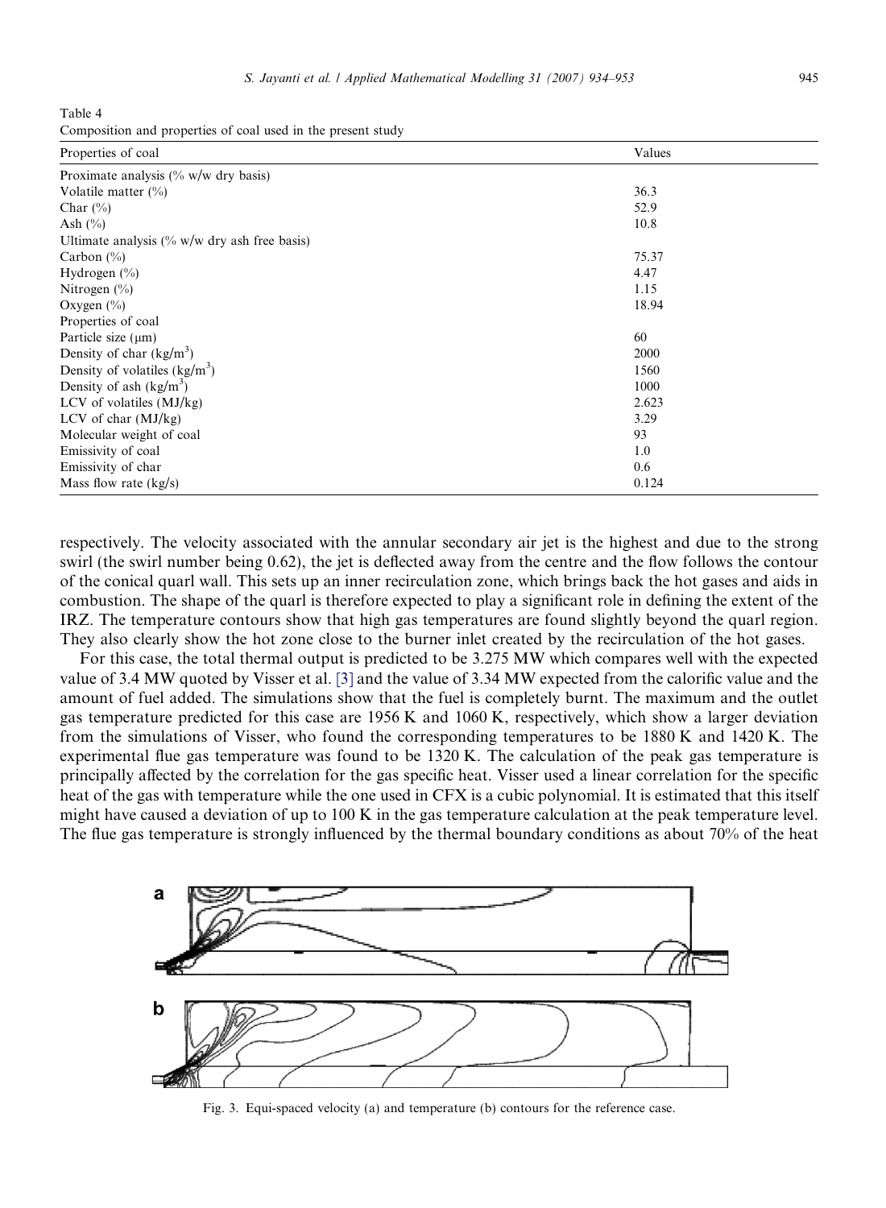Table 4
Composition and properties of coal used in the present study

| Properties of coal | Values |
|---|---|
| Proximate analysis (% w/w dry basis) | |
| Volatile matter (%) | 36.3 |
| Char (%) | 52.9 |
| Ash (%) | 10.8 |
| Ultimate analysis (% w/w dry ash free basis) | |
| Carbon (%) | 75.37 |
| Hydrogen (%) | 4.47 |
| Nitrogen (%) | 1.15 |
| Oxygen (%) | 18.94 |
| Properties of coal | |
| Particle size (μm) | 60 |
| Density of char ($kg/m^3$) | 2000 |
| Density of volatiles ($kg/m^3$) | 1560 |
| Density of ash ($kg/m^3$) | 1000 |
| LCV of volatiles (MJ/kg) | 2.623 |
| LCV of char (MJ/kg) | 3.29 |
| Molecular weight of coal | 93 |
| Emissivity of coal | 1.0 |
| Emissivity of char | 0.6 |
| Mass flow rate (kg/s) | 0.124 |

respectively. The velocity associated with the annular secondary air jet is the highest and due to the strong swirl (the swirl number being 0.62), the jet is deflected away from the centre and the flow follows the contour of the conical quarl wall. This sets up an inner recirculation zone, which brings back the hot gases and aids in combustion. The shape of the quarl is therefore expected to play a significant role in defining the extent of the IRZ. The temperature contours show that high gas temperatures are found slightly beyond the quarl region. They also clearly show the hot zone close to the burner inlet created by the recirculation of the hot gases.

For this case, the total thermal output is predicted to be 3.275 MW which compares well with the expected value of 3.4 MW quoted by Visser et al. [3] and the value of 3.34 MW expected from the calorific value and the amount of fuel added. The simulations show that the fuel is completely burnt. The maximum and the outlet gas temperature predicted for this case are 1956 K and 1060 K, respectively, which show a larger deviation from the simulations of Visser, who found the corresponding temperatures to be 1880 K and 1420 K. The experimental flue gas temperature was found to be 1320 K. The calculation of the peak gas temperature is principally affected by the correlation for the gas specific heat. Visser used a linear correlation for the specific heat of the gas with temperature while the one used in CFX is a cubic polynomial. It is estimated that this itself might have caused a deviation of up to 100 K in the gas temperature calculation at the peak temperature level. The flue gas temperature is strongly influenced by the thermal boundary conditions as about 70% of the heat

Fig. 3. Equi-spaced velocity (a) and temperature (b) contours for the reference case.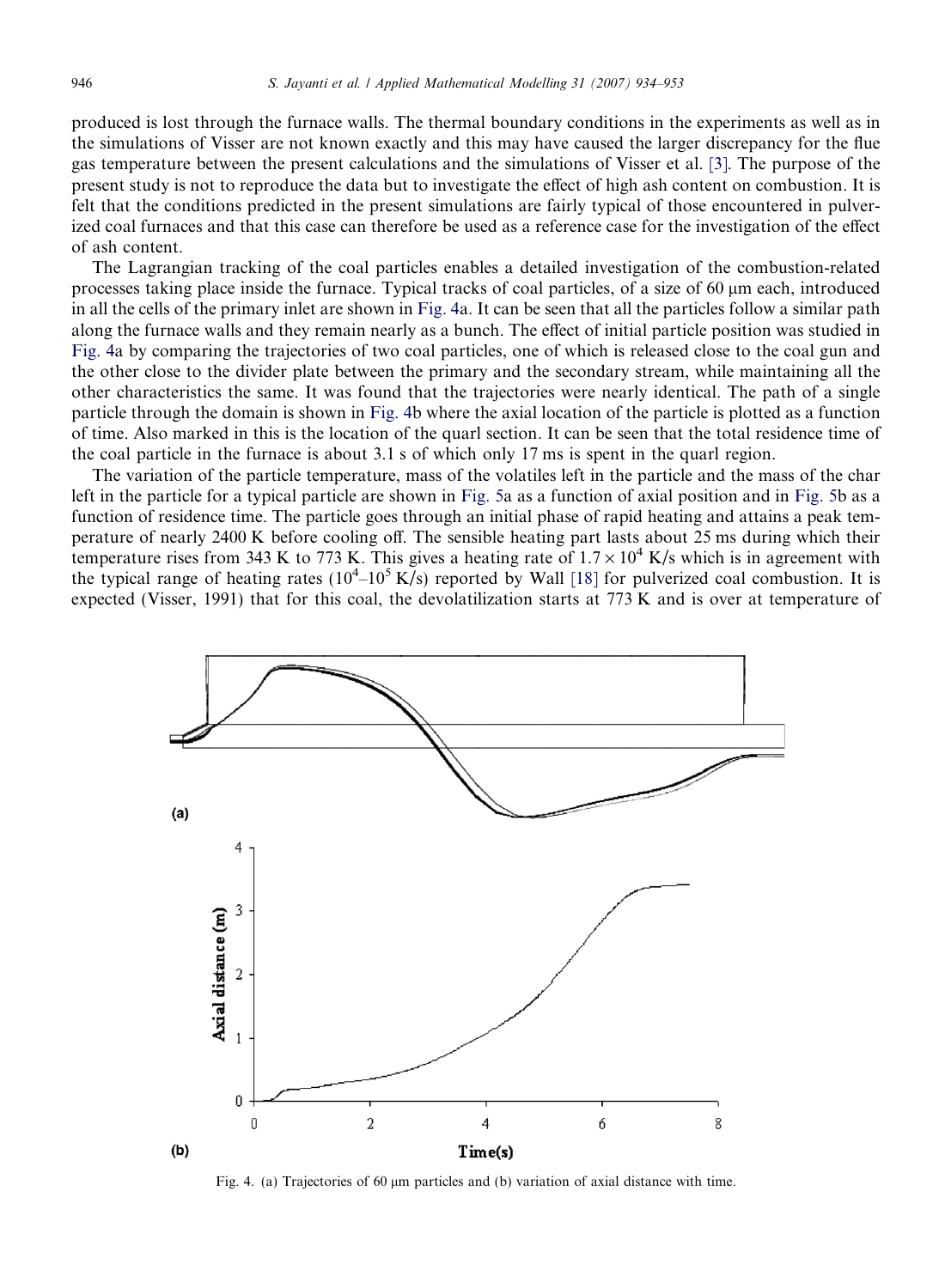produced is lost through the furnace walls. The thermal boundary conditions in the experiments as well as in the simulations of Visser are not known exactly and this may have caused the larger discrepancy for the flue gas temperature between the present calculations and the simulations of Visser et al. [3]. The purpose of the present study is not to reproduce the data but to investigate the effect of high ash content on combustion. It is felt that the conditions predicted in the present simulations are fairly typical of those encountered in pulverized coal furnaces and that this case can therefore be used as a reference case for the investigation of the effect of ash content.

The Lagrangian tracking of the coal particles enables a detailed investigation of the combustion-related processes taking place inside the furnace. Typical tracks of coal particles, of a size of 60 μm each, introduced in all the cells of the primary inlet are shown in Fig. 4a. It can be seen that all the particles follow a similar path along the furnace walls and they remain nearly as a bunch. The effect of initial particle position was studied in Fig. 4a by comparing the trajectories of two coal particles, one of which is released close to the coal gun and the other close to the divider plate between the primary and the secondary stream, while maintaining all the other characteristics the same. It was found that the trajectories were nearly identical. The path of a single particle through the domain is shown in Fig. 4b where the axial location of the particle is plotted as a function of time. Also marked in this is the location of the quarl section. It can be seen that the total residence time of the coal particle in the furnace is about 3.1 s of which only 17 ms is spent in the quarl region.

The variation of the particle temperature, mass of the volatiles left in the particle and the mass of the char left in the particle for a typical particle are shown in Fig. 5a as a function of axial position and in Fig. 5b as a function of residence time. The particle goes through an initial phase of rapid heating and attains a peak temperature of nearly 2400 K before cooling off. The sensible heating part lasts about 25 ms during which their temperature rises from 343 K to 773 K. This gives a heating rate of $1.7 \times 10^4$ K/s which is in agreement with the typical range of heating rates ($10^4$–$10^5$ K/s) reported by Wall [18] for pulverized coal combustion. It is expected (Visser, 1991) that for this coal, the devolatilization starts at 773 K and is over at temperature of

Fig. 4. (a) Trajectories of 60 μm particles and (b) variation of axial distance with time.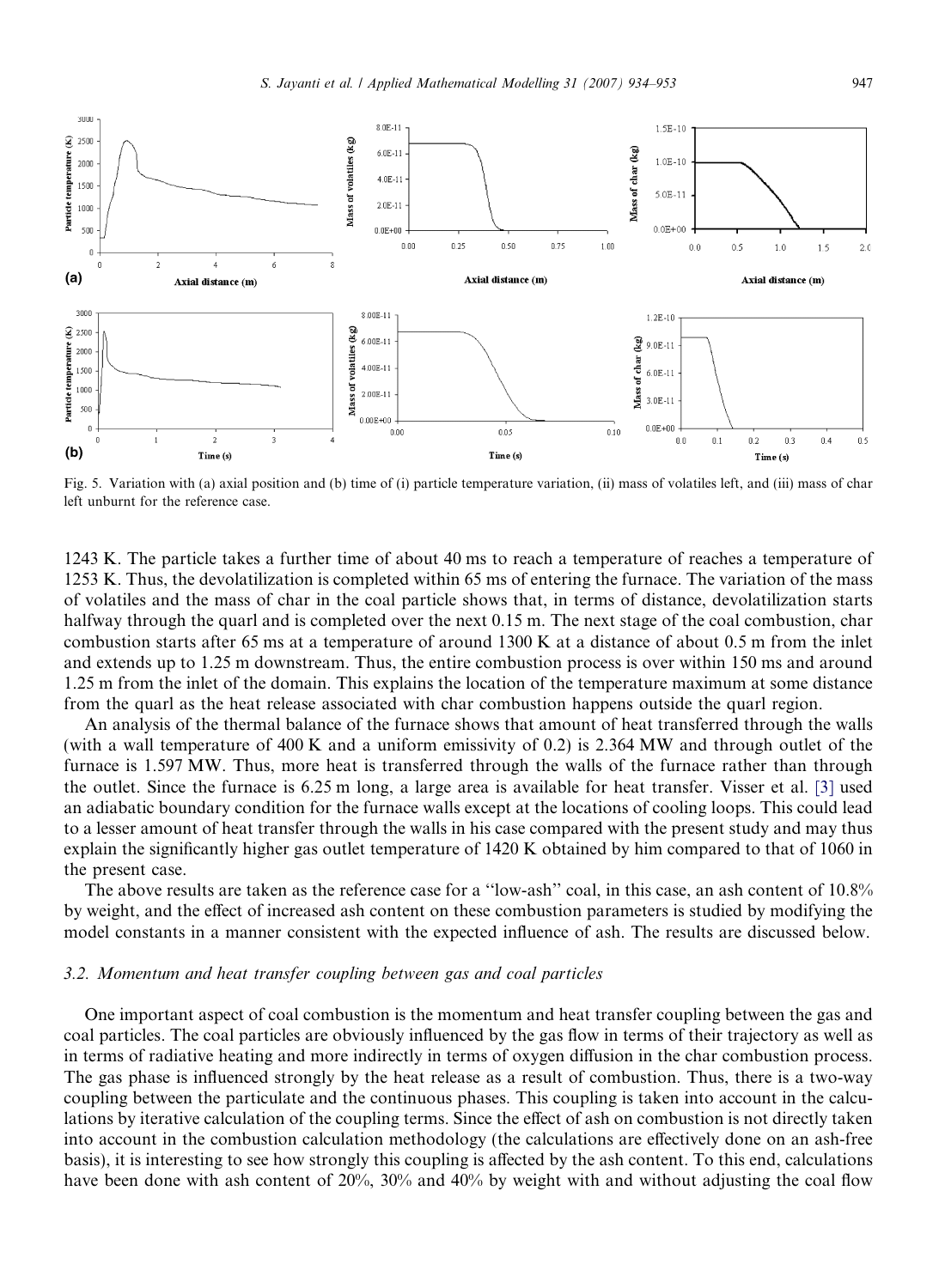Fig. 5. Variation with (a) axial position and (b) time of (i) particle temperature variation, (ii) mass of volatiles left, and (iii) mass of char left unburnt for the reference case.

1243 K. The particle takes a further time of about 40 ms to reach a temperature of reaches a temperature of 1253 K. Thus, the devolatilization is completed within 65 ms of entering the furnace. The variation of the mass of volatiles and the mass of char in the coal particle shows that, in terms of distance, devolatilization starts halfway through the quarl and is completed over the next 0.15 m. The next stage of the coal combustion, char combustion starts after 65 ms at a temperature of around 1300 K at a distance of about 0.5 m from the inlet and extends up to 1.25 m downstream. Thus, the entire combustion process is over within 150 ms and around 1.25 m from the inlet of the domain. This explains the location of the temperature maximum at some distance from the quarl as the heat release associated with char combustion happens outside the quarl region.

An analysis of the thermal balance of the furnace shows that amount of heat transferred through the walls (with a wall temperature of 400 K and a uniform emissivity of 0.2) is 2.364 MW and through outlet of the furnace is 1.597 MW. Thus, more heat is transferred through the walls of the furnace rather than through the outlet. Since the furnace is 6.25 m long, a large area is available for heat transfer. Visser et al. [3] used an adiabatic boundary condition for the furnace walls except at the locations of cooling loops. This could lead to a lesser amount of heat transfer through the walls in his case compared with the present study and may thus explain the significantly higher gas outlet temperature of 1420 K obtained by him compared to that of 1060 in the present case.

The above results are taken as the reference case for a "low-ash" coal, in this case, an ash content of 10.8% by weight, and the effect of increased ash content on these combustion parameters is studied by modifying the model constants in a manner consistent with the expected influence of ash. The results are discussed below.

### 3.2. Momentum and heat transfer coupling between gas and coal particles

One important aspect of coal combustion is the momentum and heat transfer coupling between the gas and coal particles. The coal particles are obviously influenced by the gas flow in terms of their trajectory as well as in terms of radiative heating and more indirectly in terms of oxygen diffusion in the char combustion process. The gas phase is influenced strongly by the heat release as a result of combustion. Thus, there is a two-way coupling between the particulate and the continuous phases. This coupling is taken into account in the calculations by iterative calculation of the coupling terms. Since the effect of ash on combustion is not directly taken into account in the combustion calculation methodology (the calculations are effectively done on an ash-free basis), it is interesting to see how strongly this coupling is affected by the ash content. To this end, calculations have been done with ash content of 20%, 30% and 40% by weight with and without adjusting the coal flow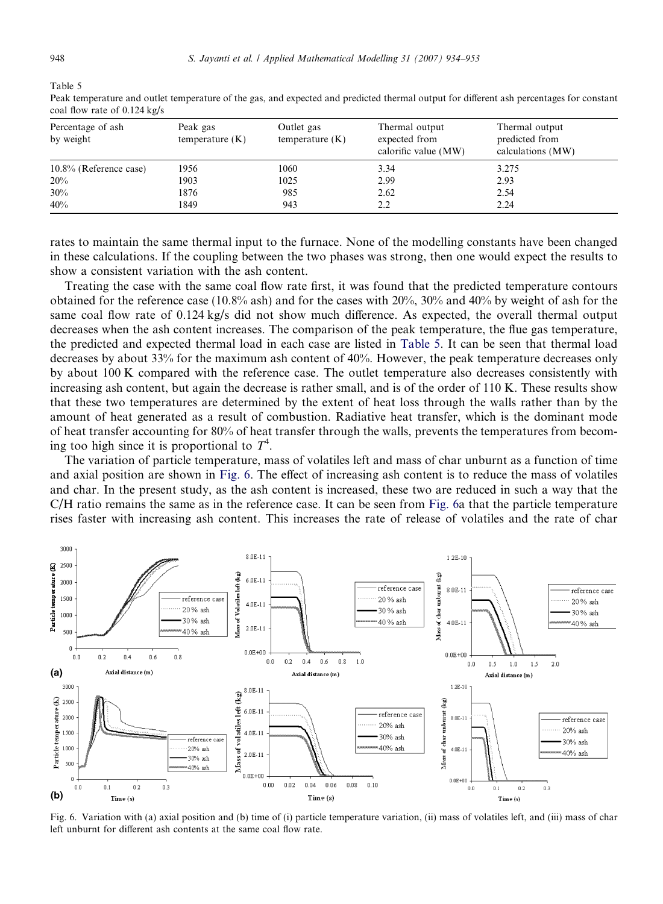Table 5
Peak temperature and outlet temperature of the gas, and expected and predicted thermal output for different ash percentages for constant coal flow rate of 0.124 kg/s

| Percentage of ash by weight | Peak gas temperature (K) | Outlet gas temperature (K) | Thermal output expected from calorific value (MW) | Thermal output predicted from calculations (MW) |
|---|---|---|---|---|
| 10.8% (Reference case) | 1956 | 1060 | 3.34 | 3.275 |
| 20% | 1903 | 1025 | 2.99 | 2.93 |
| 30% | 1876 | 985 | 2.62 | 2.54 |
| 40% | 1849 | 943 | 2.2 | 2.24 |

rates to maintain the same thermal input to the furnace. None of the modelling constants have been changed in these calculations. If the coupling between the two phases was strong, then one would expect the results to show a consistent variation with the ash content.

Treating the case with the same coal flow rate first, it was found that the predicted temperature contours obtained for the reference case (10.8% ash) and for the cases with 20%, 30% and 40% by weight of ash for the same coal flow rate of 0.124 kg/s did not show much difference. As expected, the overall thermal output decreases when the ash content increases. The comparison of the peak temperature, the flue gas temperature, the predicted and expected thermal load in each case are listed in Table 5. It can be seen that thermal load decreases by about 33% for the maximum ash content of 40%. However, the peak temperature decreases only by about 100 K compared with the reference case. The outlet temperature also decreases consistently with increasing ash content, but again the decrease is rather small, and is of the order of 110 K. These results show that these two temperatures are determined by the extent of heat loss through the walls rather than by the amount of heat generated as a result of combustion. Radiative heat transfer, which is the dominant mode of heat transfer accounting for 80% of heat transfer through the walls, prevents the temperatures from becoming too high since it is proportional to $T^4$.

The variation of particle temperature, mass of volatiles left and mass of char unburnt as a function of time and axial position are shown in Fig. 6. The effect of increasing ash content is to reduce the mass of volatiles and char. In the present study, as the ash content is increased, these two are reduced in such a way that the C/H ratio remains the same as in the reference case. It can be seen from Fig. 6a that the particle temperature rises faster with increasing ash content. This increases the rate of release of volatiles and the rate of char

Fig. 6. Variation with (a) axial position and (b) time of (i) particle temperature variation, (ii) mass of volatiles left, and (iii) mass of char left unburnt for different ash contents at the same coal flow rate.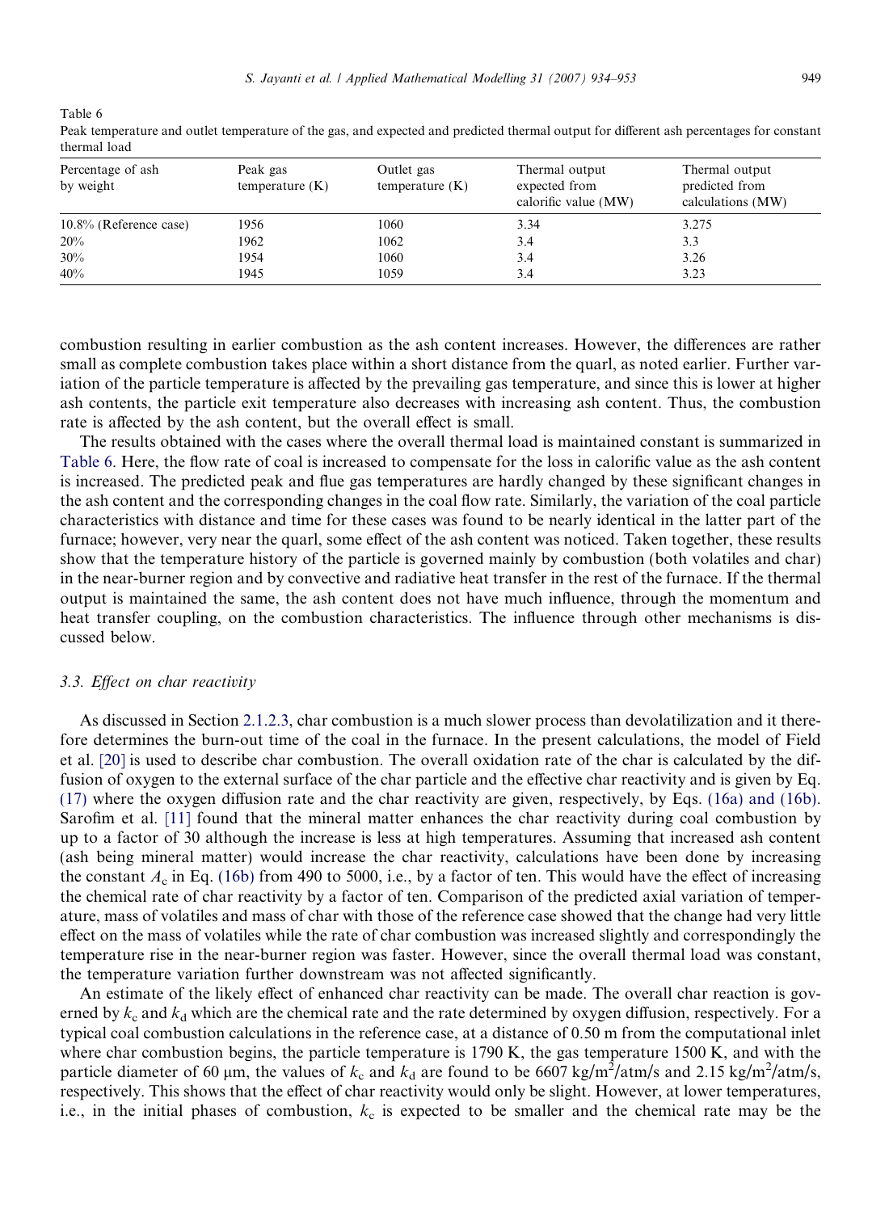Table 6
Peak temperature and outlet temperature of the gas, and expected and predicted thermal output for different ash percentages for constant thermal load

| Percentage of ash by weight | Peak gas temperature (K) | Outlet gas temperature (K) | Thermal output expected from calorific value (MW) | Thermal output predicted from calculations (MW) |
|---|---|---|---|---|
| 10.8% (Reference case) | 1956 | 1060 | 3.34 | 3.275 |
| 20% | 1962 | 1062 | 3.4 | 3.3 |
| 30% | 1954 | 1060 | 3.4 | 3.26 |
| 40% | 1945 | 1059 | 3.4 | 3.23 |

combustion resulting in earlier combustion as the ash content increases. However, the differences are rather small as complete combustion takes place within a short distance from the quarl, as noted earlier. Further variation of the particle temperature is affected by the prevailing gas temperature, and since this is lower at higher ash contents, the particle exit temperature also decreases with increasing ash content. Thus, the combustion rate is affected by the ash content, but the overall effect is small.

The results obtained with the cases where the overall thermal load is maintained constant is summarized in Table 6. Here, the flow rate of coal is increased to compensate for the loss in calorific value as the ash content is increased. The predicted peak and flue gas temperatures are hardly changed by these significant changes in the ash content and the corresponding changes in the coal flow rate. Similarly, the variation of the coal particle characteristics with distance and time for these cases was found to be nearly identical in the latter part of the furnace; however, very near the quarl, some effect of the ash content was noticed. Taken together, these results show that the temperature history of the particle is governed mainly by combustion (both volatiles and char) in the near-burner region and by convective and radiative heat transfer in the rest of the furnace. If the thermal output is maintained the same, the ash content does not have much influence, through the momentum and heat transfer coupling, on the combustion characteristics. The influence through other mechanisms is discussed below.

### 3.3. Effect on char reactivity

As discussed in Section 2.1.2.3, char combustion is a much slower process than devolatilization and it therefore determines the burn-out time of the coal in the furnace. In the present calculations, the model of Field et al. [20] is used to describe char combustion. The overall oxidation rate of the char is calculated by the diffusion of oxygen to the external surface of the char particle and the effective char reactivity and is given by Eq. (17) where the oxygen diffusion rate and the char reactivity are given, respectively, by Eqs. (16a) and (16b). Sarofim et al. [11] found that the mineral matter enhances the char reactivity during coal combustion by up to a factor of 30 although the increase is less at high temperatures. Assuming that increased ash content (ash being mineral matter) would increase the char reactivity, calculations have been done by increasing the constant $A_c$ in Eq. (16b) from 490 to 5000, i.e., by a factor of ten. This would have the effect of increasing the chemical rate of char reactivity by a factor of ten. Comparison of the predicted axial variation of temperature, mass of volatiles and mass of char with those of the reference case showed that the change had very little effect on the mass of volatiles while the rate of char combustion was increased slightly and correspondingly the temperature rise in the near-burner region was faster. However, since the overall thermal load was constant, the temperature variation further downstream was not affected significantly.

An estimate of the likely effect of enhanced char reactivity can be made. The overall char reaction is governed by $k_c$ and $k_d$ which are the chemical rate and the rate determined by oxygen diffusion, respectively. For a typical coal combustion calculations in the reference case, at a distance of 0.50 m from the computational inlet where char combustion begins, the particle temperature is 1790 K, the gas temperature 1500 K, and with the particle diameter of 60 μm, the values of $k_c$ and $k_d$ are found to be 6607 kg/m$^2$/atm/s and 2.15 kg/m$^2$/atm/s, respectively. This shows that the effect of char reactivity would only be slight. However, at lower temperatures, i.e., in the initial phases of combustion, $k_c$ is expected to be smaller and the chemical rate may be the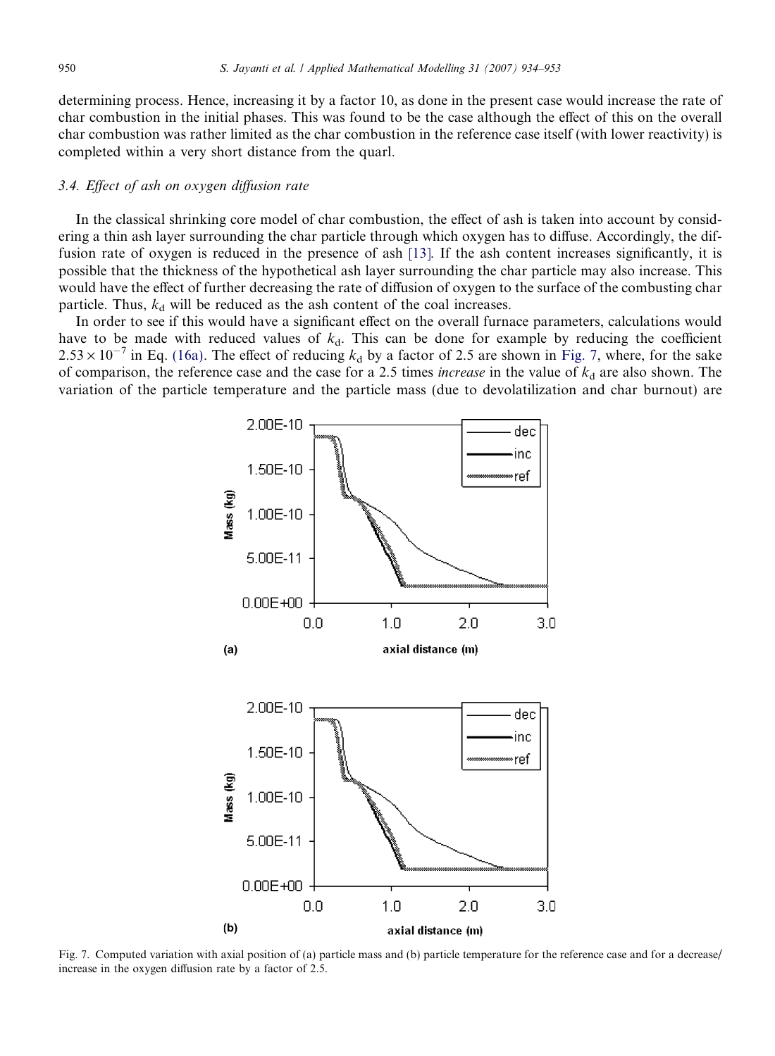determining process. Hence, increasing it by a factor 10, as done in the present case would increase the rate of char combustion in the initial phases. This was found to be the case although the effect of this on the overall char combustion was rather limited as the char combustion in the reference case itself (with lower reactivity) is completed within a very short distance from the quarl.

### 3.4. Effect of ash on oxygen diffusion rate

In the classical shrinking core model of char combustion, the effect of ash is taken into account by considering a thin ash layer surrounding the char particle through which oxygen has to diffuse. Accordingly, the diffusion rate of oxygen is reduced in the presence of ash [13]. If the ash content increases significantly, it is possible that the thickness of the hypothetical ash layer surrounding the char particle may also increase. This would have the effect of further decreasing the rate of diffusion of oxygen to the surface of the combusting char particle. Thus, $k_d$ will be reduced as the ash content of the coal increases.

In order to see if this would have a significant effect on the overall furnace parameters, calculations would have to be made with reduced values of $k_d$. This can be done for example by reducing the coefficient $2.53 \times 10^{-7}$ in Eq. (16a). The effect of reducing $k_d$ by a factor of 2.5 are shown in Fig. 7, where, for the sake of comparison, the reference case and the case for a 2.5 times *increase* in the value of $k_d$ are also shown. The variation of the particle temperature and the particle mass (due to devolatilization and char burnout) are

Fig. 7. Computed variation with axial position of (a) particle mass and (b) particle temperature for the reference case and for a decrease/increase in the oxygen diffusion rate by a factor of 2.5.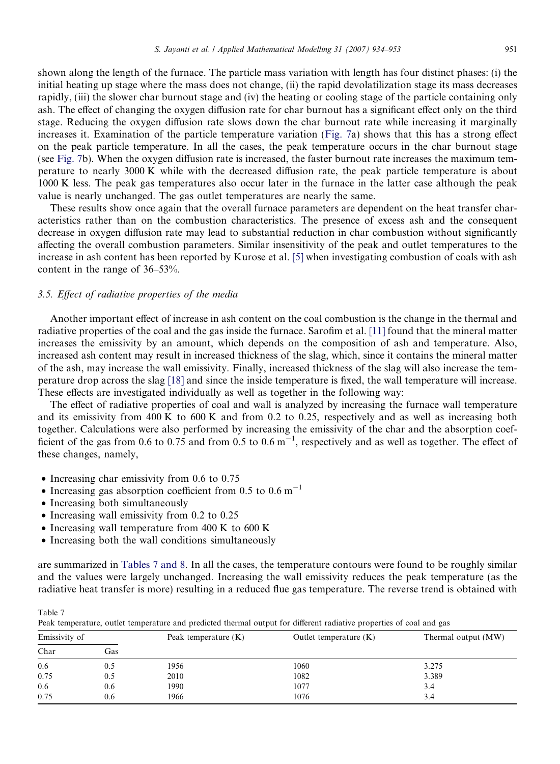shown along the length of the furnace. The particle mass variation with length has four distinct phases: (i) the initial heating up stage where the mass does not change, (ii) the rapid devolatilization stage its mass decreases rapidly, (iii) the slower char burnout stage and (iv) the heating or cooling stage of the particle containing only ash. The effect of changing the oxygen diffusion rate for char burnout has a significant effect only on the third stage. Reducing the oxygen diffusion rate slows down the char burnout rate while increasing it marginally increases it. Examination of the particle temperature variation (Fig. 7a) shows that this has a strong effect on the peak particle temperature. In all the cases, the peak temperature occurs in the char burnout stage (see Fig. 7b). When the oxygen diffusion rate is increased, the faster burnout rate increases the maximum temperature to nearly 3000 K while with the decreased diffusion rate, the peak particle temperature is about 1000 K less. The peak gas temperatures also occur later in the furnace in the latter case although the peak value is nearly unchanged. The gas outlet temperatures are nearly the same.

These results show once again that the overall furnace parameters are dependent on the heat transfer characteristics rather than on the combustion characteristics. The presence of excess ash and the consequent decrease in oxygen diffusion rate may lead to substantial reduction in char combustion without significantly affecting the overall combustion parameters. Similar insensitivity of the peak and outlet temperatures to the increase in ash content has been reported by Kurose et al. [5] when investigating combustion of coals with ash content in the range of 36–53%.

### 3.5. Effect of radiative properties of the media

Another important effect of increase in ash content on the coal combustion is the change in the thermal and radiative properties of the coal and the gas inside the furnace. Sarofim et al. [11] found that the mineral matter increases the emissivity by an amount, which depends on the composition of ash and temperature. Also, increased ash content may result in increased thickness of the slag, which, since it contains the mineral matter of the ash, may increase the wall emissivity. Finally, increased thickness of the slag will also increase the temperature drop across the slag [18] and since the inside temperature is fixed, the wall temperature will increase. These effects are investigated individually as well as together in the following way:

The effect of radiative properties of coal and wall is analyzed by increasing the furnace wall temperature and its emissivity from 400 K to 600 K and from 0.2 to 0.25, respectively and as well as increasing both together. Calculations were also performed by increasing the emissivity of the char and the absorption coefficient of the gas from 0.6 to 0.75 and from 0.5 to 0.6 $m^{-1}$, respectively and as well as together. The effect of these changes, namely,

- Increasing char emissivity from 0.6 to 0.75
- Increasing gas absorption coefficient from 0.5 to 0.6 $m^{-1}$
- Increasing both simultaneously
- Increasing wall emissivity from 0.2 to 0.25
- Increasing wall temperature from 400 K to 600 K
- Increasing both the wall conditions simultaneously

are summarized in Tables 7 and 8. In all the cases, the temperature contours were found to be roughly similar and the values were largely unchanged. Increasing the wall emissivity reduces the peak temperature (as the radiative heat transfer is more) resulting in a reduced flue gas temperature. The reverse trend is obtained with

Table 7
Peak temperature, outlet temperature and predicted thermal output for different radiative properties of coal and gas

| Emissivity of | | Peak temperature (K) | Outlet temperature (K) | Thermal output (MW) |
|---|---|---|---|---|
| Char | Gas | | | |
| 0.6 | 0.5 | 1956 | 1060 | 3.275 |
| 0.75 | 0.5 | 2010 | 1082 | 3.389 |
| 0.6 | 0.6 | 1990 | 1077 | 3.4 |
| 0.75 | 0.6 | 1966 | 1076 | 3.4 |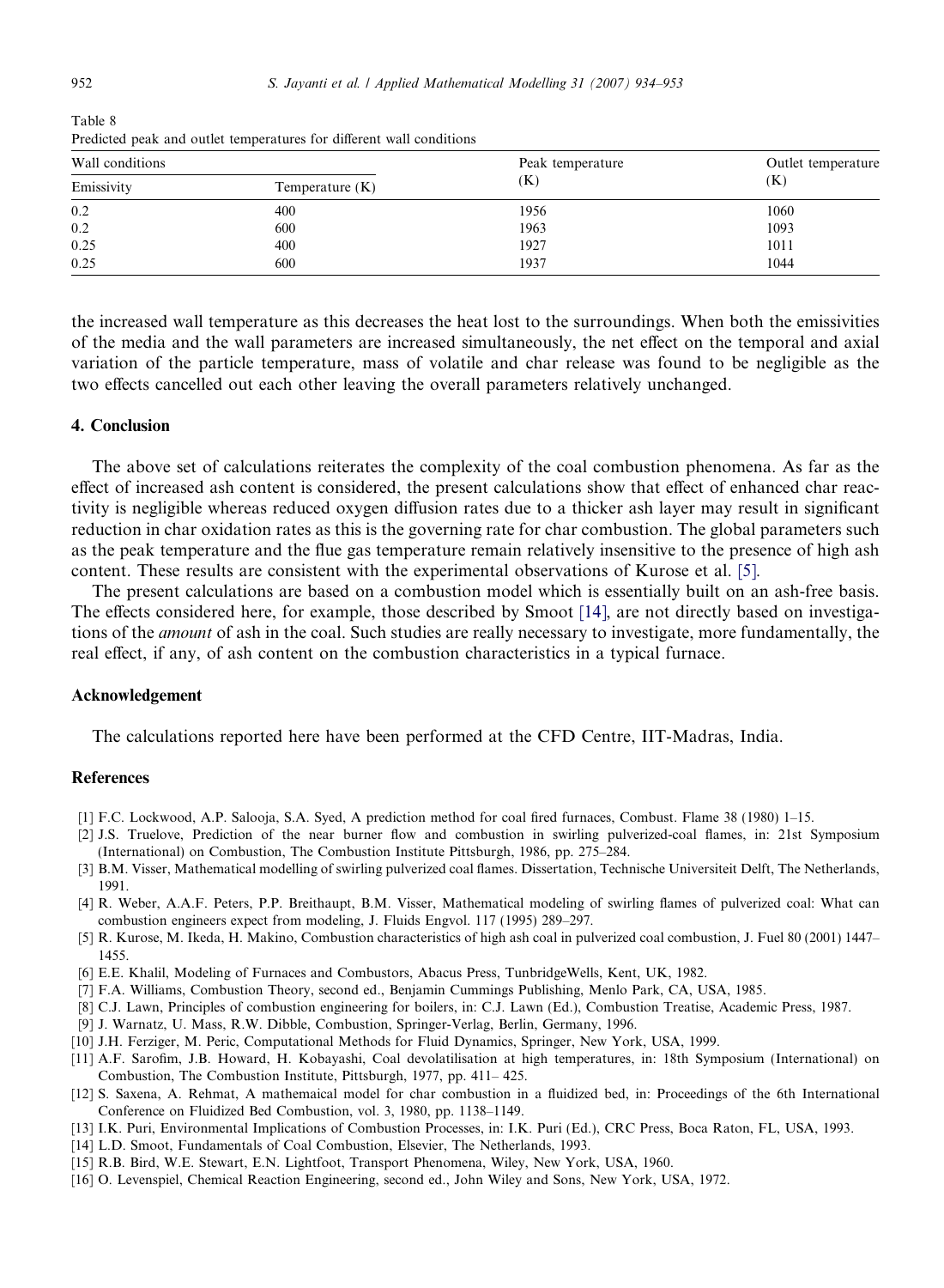Table 8
Predicted peak and outlet temperatures for different wall conditions

| Wall conditions | | Peak temperature (K) | Outlet temperature (K) |
|---|---|---|---|
| Emissivity | Temperature (K) | | |
| 0.2 | 400 | 1956 | 1060 |
| 0.2 | 600 | 1963 | 1093 |
| 0.25 | 400 | 1927 | 1011 |
| 0.25 | 600 | 1937 | 1044 |

the increased wall temperature as this decreases the heat lost to the surroundings. When both the emissivities of the media and the wall parameters are increased simultaneously, the net effect on the temporal and axial variation of the particle temperature, mass of volatile and char release was found to be negligible as the two effects cancelled out each other leaving the overall parameters relatively unchanged.

## 4. Conclusion

The above set of calculations reiterates the complexity of the coal combustion phenomena. As far as the effect of increased ash content is considered, the present calculations show that effect of enhanced char reactivity is negligible whereas reduced oxygen diffusion rates due to a thicker ash layer may result in significant reduction in char oxidation rates as this is the governing rate for char combustion. The global parameters such as the peak temperature and the flue gas temperature remain relatively insensitive to the presence of high ash content. These results are consistent with the experimental observations of Kurose et al. [5].

The present calculations are based on a combustion model which is essentially built on an ash-free basis. The effects considered here, for example, those described by Smoot [14], are not directly based on investigations of the *amount* of ash in the coal. Such studies are really necessary to investigate, more fundamentally, the real effect, if any, of ash content on the combustion characteristics in a typical furnace.

## Acknowledgement

The calculations reported here have been performed at the CFD Centre, IIT-Madras, India.

## References

[1] F.C. Lockwood, A.P. Salooja, S.A. Syed, A prediction method for coal fired furnaces, Combust. Flame 38 (1980) 1–15.

[2] J.S. Truelove, Prediction of the near burner flow and combustion in swirling pulverized-coal flames, in: 21st Symposium (International) on Combustion, The Combustion Institute Pittsburgh, 1986, pp. 275–284.

[3] B.M. Visser, Mathematical modelling of swirling pulverized coal flames. Dissertation, Technische Universiteit Delft, The Netherlands, 1991.

[4] R. Weber, A.A.F. Peters, P.P. Breithaupt, B.M. Visser, Mathematical modeling of swirling flames of pulverized coal: What can combustion engineers expect from modeling, J. Fluids Engvol. 117 (1995) 289–297.

[5] R. Kurose, M. Ikeda, H. Makino, Combustion characteristics of high ash coal in pulverized coal combustion, J. Fuel 80 (2001) 1447–1455.

[6] E.E. Khalil, Modeling of Furnaces and Combustors, Abacus Press, TunbridgeWells, Kent, UK, 1982.

[7] F.A. Williams, Combustion Theory, second ed., Benjamin Cummings Publishing, Menlo Park, CA, USA, 1985.

[8] C.J. Lawn, Principles of combustion engineering for boilers, in: C.J. Lawn (Ed.), Combustion Treatise, Academic Press, 1987.

[9] J. Warnatz, U. Mass, R.W. Dibble, Combustion, Springer-Verlag, Berlin, Germany, 1996.

[10] J.H. Ferziger, M. Peric, Computational Methods for Fluid Dynamics, Springer, New York, USA, 1999.

[11] A.F. Sarofim, J.B. Howard, H. Kobayashi, Coal devolatilisation at high temperatures, in: 18th Symposium (International) on Combustion, The Combustion Institute, Pittsburgh, 1977, pp. 411– 425.

[12] S. Saxena, A. Rehmat, A mathemaical model for char combustion in a fluidized bed, in: Proceedings of the 6th International Conference on Fluidized Bed Combustion, vol. 3, 1980, pp. 1138–1149.

[13] I.K. Puri, Environmental Implications of Combustion Processes, in: I.K. Puri (Ed.), CRC Press, Boca Raton, FL, USA, 1993.

[14] L.D. Smoot, Fundamentals of Coal Combustion, Elsevier, The Netherlands, 1993.

[15] R.B. Bird, W.E. Stewart, E.N. Lightfoot, Transport Phenomena, Wiley, New York, USA, 1960.

[16] O. Levenspiel, Chemical Reaction Engineering, second ed., John Wiley and Sons, New York, USA, 1972.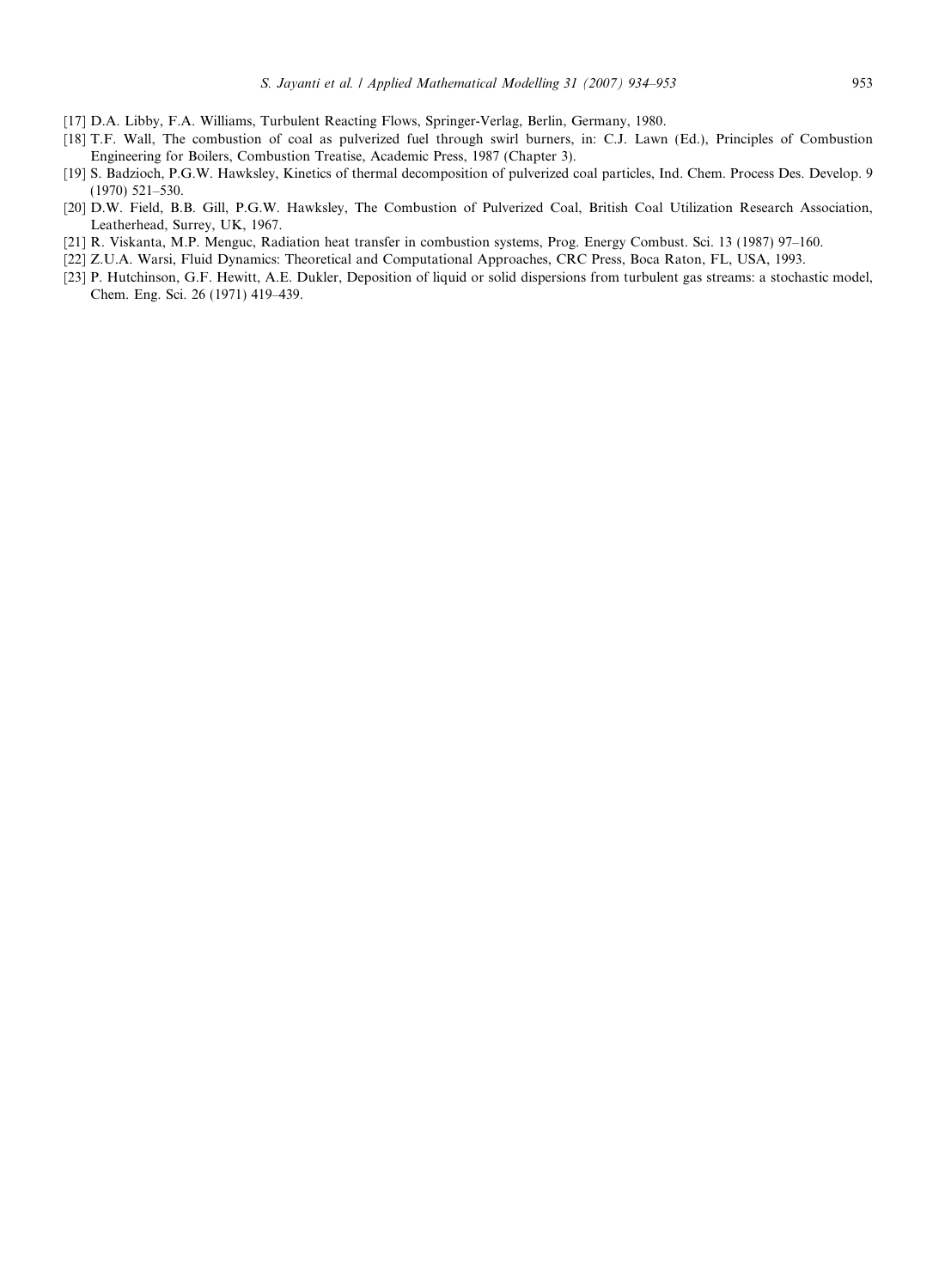[17] D.A. Libby, F.A. Williams, Turbulent Reacting Flows, Springer-Verlag, Berlin, Germany, 1980.

[18] T.F. Wall, The combustion of coal as pulverized fuel through swirl burners, in: C.J. Lawn (Ed.), Principles of Combustion Engineering for Boilers, Combustion Treatise, Academic Press, 1987 (Chapter 3).

[19] S. Badzioch, P.G.W. Hawksley, Kinetics of thermal decomposition of pulverized coal particles, Ind. Chem. Process Des. Develop. 9 (1970) 521–530.

[20] D.W. Field, B.B. Gill, P.G.W. Hawksley, The Combustion of Pulverized Coal, British Coal Utilization Research Association, Leatherhead, Surrey, UK, 1967.

[21] R. Viskanta, M.P. Menguc, Radiation heat transfer in combustion systems, Prog. Energy Combust. Sci. 13 (1987) 97–160.

[22] Z.U.A. Warsi, Fluid Dynamics: Theoretical and Computational Approaches, CRC Press, Boca Raton, FL, USA, 1993.

[23] P. Hutchinson, G.F. Hewitt, A.E. Dukler, Deposition of liquid or solid dispersions from turbulent gas streams: a stochastic model, Chem. Eng. Sci. 26 (1971) 419–439.